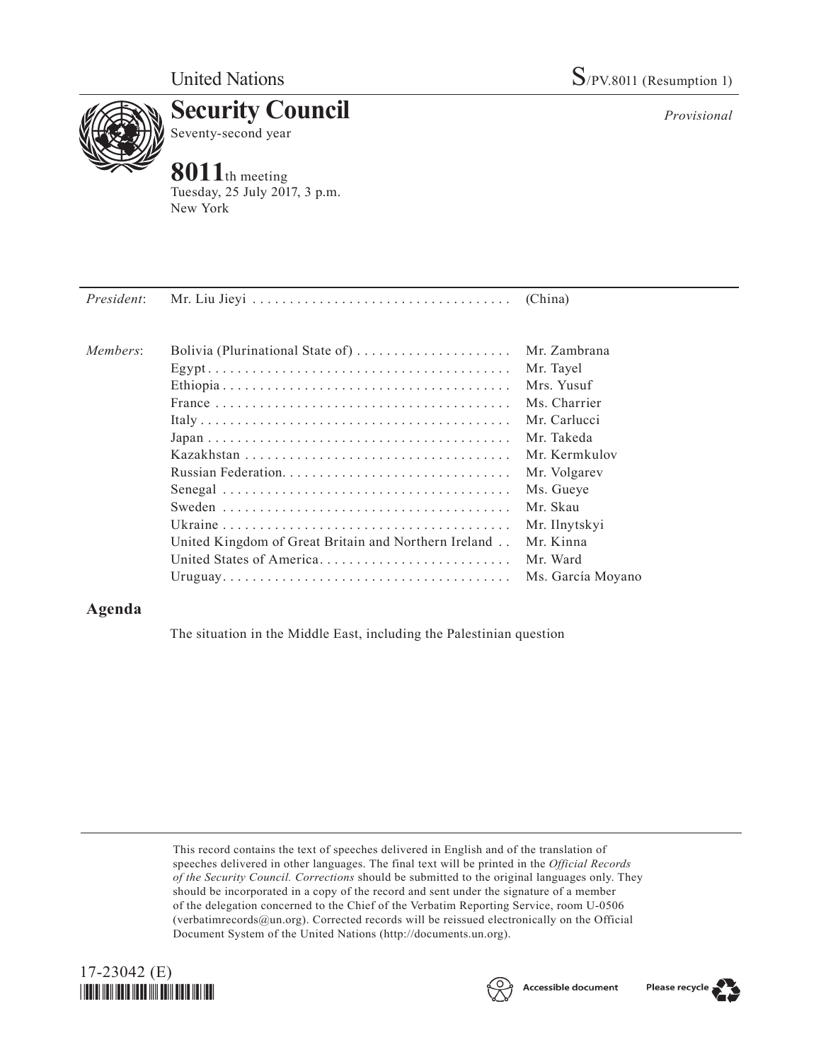United Nations

S/PV.8011 (Resumption 1)

# Security Council

Seventy-second year

*Provisional*

# 8011th meeting

Tuesday, 25 July 2017, 3 p.m.
New York

| | | |
|---|---|---|
| *President*: | Mr. Liu Jieyi | (China) |
| *Members*: | Bolivia (Plurinational State of) | Mr. Zambrana |
| | Egypt | Mr. Tayel |
| | Ethiopia | Mrs. Yusuf |
| | France | Ms. Charrier |
| | Italy | Mr. Carlucci |
| | Japan | Mr. Takeda |
| | Kazakhstan | Mr. Kermkulov |
| | Russian Federation | Mr. Volgarev |
| | Senegal | Ms. Gueye |
| | Sweden | Mr. Skau |
| | Ukraine | Mr. Ilnytskyi |
| | United Kingdom of Great Britain and Northern Ireland | Mr. Kinna |
| | United States of America | Mr. Ward |
| | Uruguay | Ms. García Moyano |

## Agenda

The situation in the Middle East, including the Palestinian question

This record contains the text of speeches delivered in English and of the translation of speeches delivered in other languages. The final text will be printed in the *Official Records of the Security Council. Corrections* should be submitted to the original languages only. They should be incorporated in a copy of the record and sent under the signature of a member of the delegation concerned to the Chief of the Verbatim Reporting Service, room U-0506 (verbatimrecords@un.org). Corrected records will be reissued electronically on the Official Document System of the United Nations (http://documents.un.org).

17-23042 (E)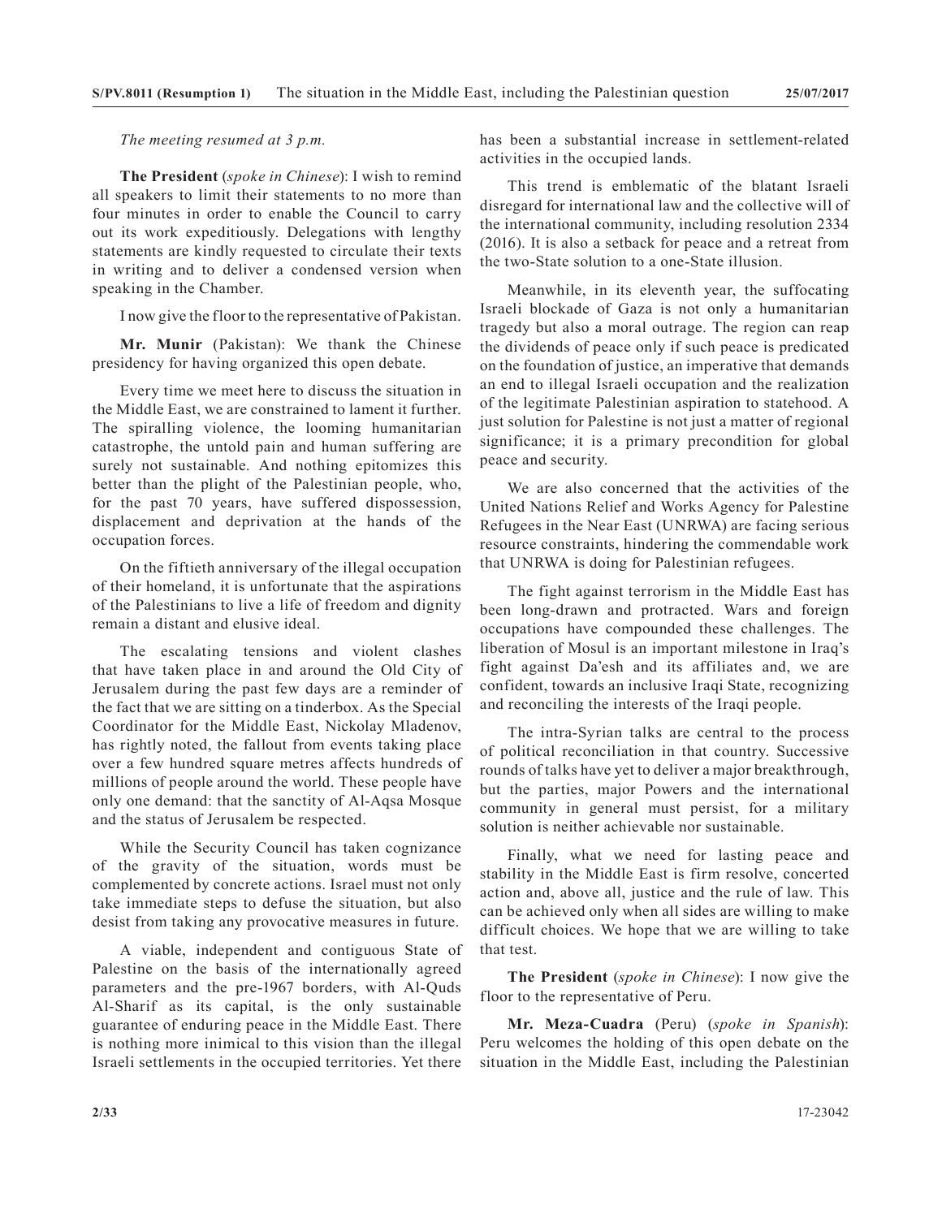*The meeting resumed at 3 p.m.*

**The President** (*spoke in Chinese*): I wish to remind all speakers to limit their statements to no more than four minutes in order to enable the Council to carry out its work expeditiously. Delegations with lengthy statements are kindly requested to circulate their texts in writing and to deliver a condensed version when speaking in the Chamber.

I now give the floor to the representative of Pakistan.

**Mr. Munir** (Pakistan): We thank the Chinese presidency for having organized this open debate.

Every time we meet here to discuss the situation in the Middle East, we are constrained to lament it further. The spiralling violence, the looming humanitarian catastrophe, the untold pain and human suffering are surely not sustainable. And nothing epitomizes this better than the plight of the Palestinian people, who, for the past 70 years, have suffered dispossession, displacement and deprivation at the hands of the occupation forces.

On the fiftieth anniversary of the illegal occupation of their homeland, it is unfortunate that the aspirations of the Palestinians to live a life of freedom and dignity remain a distant and elusive ideal.

The escalating tensions and violent clashes that have taken place in and around the Old City of Jerusalem during the past few days are a reminder of the fact that we are sitting on a tinderbox. As the Special Coordinator for the Middle East, Nickolay Mladenov, has rightly noted, the fallout from events taking place over a few hundred square metres affects hundreds of millions of people around the world. These people have only one demand: that the sanctity of Al-Aqsa Mosque and the status of Jerusalem be respected.

While the Security Council has taken cognizance of the gravity of the situation, words must be complemented by concrete actions. Israel must not only take immediate steps to defuse the situation, but also desist from taking any provocative measures in future.

A viable, independent and contiguous State of Palestine on the basis of the internationally agreed parameters and the pre-1967 borders, with Al-Quds Al-Sharif as its capital, is the only sustainable guarantee of enduring peace in the Middle East. There is nothing more inimical to this vision than the illegal Israeli settlements in the occupied territories. Yet there has been a substantial increase in settlement-related activities in the occupied lands.

This trend is emblematic of the blatant Israeli disregard for international law and the collective will of the international community, including resolution 2334 (2016). It is also a setback for peace and a retreat from the two-State solution to a one-State illusion.

Meanwhile, in its eleventh year, the suffocating Israeli blockade of Gaza is not only a humanitarian tragedy but also a moral outrage. The region can reap the dividends of peace only if such peace is predicated on the foundation of justice, an imperative that demands an end to illegal Israeli occupation and the realization of the legitimate Palestinian aspiration to statehood. A just solution for Palestine is not just a matter of regional significance; it is a primary precondition for global peace and security.

We are also concerned that the activities of the United Nations Relief and Works Agency for Palestine Refugees in the Near East (UNRWA) are facing serious resource constraints, hindering the commendable work that UNRWA is doing for Palestinian refugees.

The fight against terrorism in the Middle East has been long-drawn and protracted. Wars and foreign occupations have compounded these challenges. The liberation of Mosul is an important milestone in Iraq's fight against Da'esh and its affiliates and, we are confident, towards an inclusive Iraqi State, recognizing and reconciling the interests of the Iraqi people.

The intra-Syrian talks are central to the process of political reconciliation in that country. Successive rounds of talks have yet to deliver a major breakthrough, but the parties, major Powers and the international community in general must persist, for a military solution is neither achievable nor sustainable.

Finally, what we need for lasting peace and stability in the Middle East is firm resolve, concerted action and, above all, justice and the rule of law. This can be achieved only when all sides are willing to make difficult choices. We hope that we are willing to take that test.

**The President** (*spoke in Chinese*): I now give the floor to the representative of Peru.

**Mr. Meza-Cuadra** (Peru) (*spoke in Spanish*): Peru welcomes the holding of this open debate on the situation in the Middle East, including the Palestinian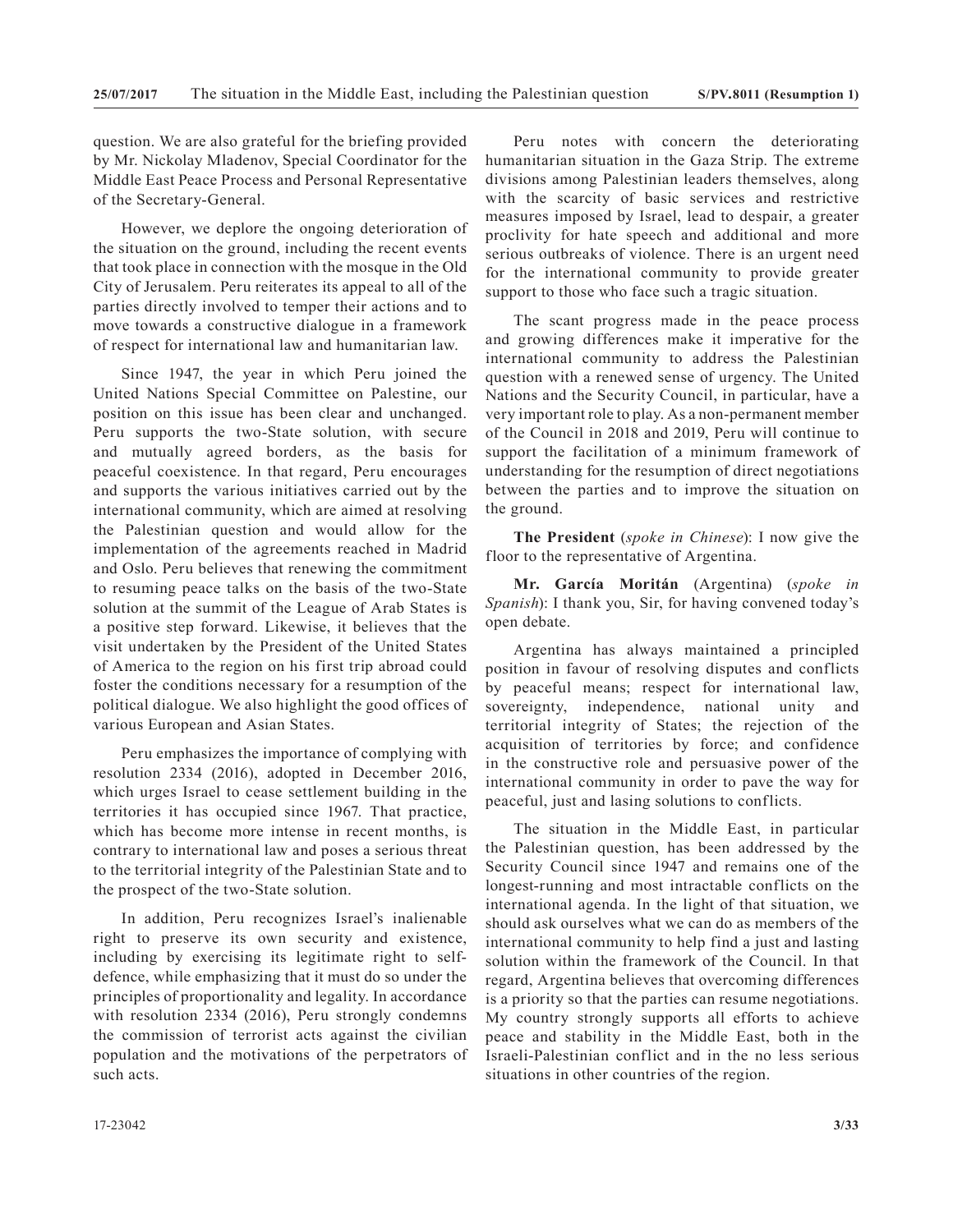question. We are also grateful for the briefing provided by Mr. Nickolay Mladenov, Special Coordinator for the Middle East Peace Process and Personal Representative of the Secretary-General.

However, we deplore the ongoing deterioration of the situation on the ground, including the recent events that took place in connection with the mosque in the Old City of Jerusalem. Peru reiterates its appeal to all of the parties directly involved to temper their actions and to move towards a constructive dialogue in a framework of respect for international law and humanitarian law.

Since 1947, the year in which Peru joined the United Nations Special Committee on Palestine, our position on this issue has been clear and unchanged. Peru supports the two-State solution, with secure and mutually agreed borders, as the basis for peaceful coexistence. In that regard, Peru encourages and supports the various initiatives carried out by the international community, which are aimed at resolving the Palestinian question and would allow for the implementation of the agreements reached in Madrid and Oslo. Peru believes that renewing the commitment to resuming peace talks on the basis of the two-State solution at the summit of the League of Arab States is a positive step forward. Likewise, it believes that the visit undertaken by the President of the United States of America to the region on his first trip abroad could foster the conditions necessary for a resumption of the political dialogue. We also highlight the good offices of various European and Asian States.

Peru emphasizes the importance of complying with resolution 2334 (2016), adopted in December 2016, which urges Israel to cease settlement building in the territories it has occupied since 1967. That practice, which has become more intense in recent months, is contrary to international law and poses a serious threat to the territorial integrity of the Palestinian State and to the prospect of the two-State solution.

In addition, Peru recognizes Israel's inalienable right to preserve its own security and existence, including by exercising its legitimate right to self-defence, while emphasizing that it must do so under the principles of proportionality and legality. In accordance with resolution 2334 (2016), Peru strongly condemns the commission of terrorist acts against the civilian population and the motivations of the perpetrators of such acts.

Peru notes with concern the deteriorating humanitarian situation in the Gaza Strip. The extreme divisions among Palestinian leaders themselves, along with the scarcity of basic services and restrictive measures imposed by Israel, lead to despair, a greater proclivity for hate speech and additional and more serious outbreaks of violence. There is an urgent need for the international community to provide greater support to those who face such a tragic situation.

The scant progress made in the peace process and growing differences make it imperative for the international community to address the Palestinian question with a renewed sense of urgency. The United Nations and the Security Council, in particular, have a very important role to play. As a non-permanent member of the Council in 2018 and 2019, Peru will continue to support the facilitation of a minimum framework of understanding for the resumption of direct negotiations between the parties and to improve the situation on the ground.

**The President** (*spoke in Chinese*): I now give the floor to the representative of Argentina.

**Mr. García Moritán** (Argentina) (*spoke in Spanish*): I thank you, Sir, for having convened today's open debate.

Argentina has always maintained a principled position in favour of resolving disputes and conflicts by peaceful means; respect for international law, sovereignty, independence, national unity and territorial integrity of States; the rejection of the acquisition of territories by force; and confidence in the constructive role and persuasive power of the international community in order to pave the way for peaceful, just and lasing solutions to conflicts.

The situation in the Middle East, in particular the Palestinian question, has been addressed by the Security Council since 1947 and remains one of the longest-running and most intractable conflicts on the international agenda. In the light of that situation, we should ask ourselves what we can do as members of the international community to help find a just and lasting solution within the framework of the Council. In that regard, Argentina believes that overcoming differences is a priority so that the parties can resume negotiations. My country strongly supports all efforts to achieve peace and stability in the Middle East, both in the Israeli-Palestinian conflict and in the no less serious situations in other countries of the region.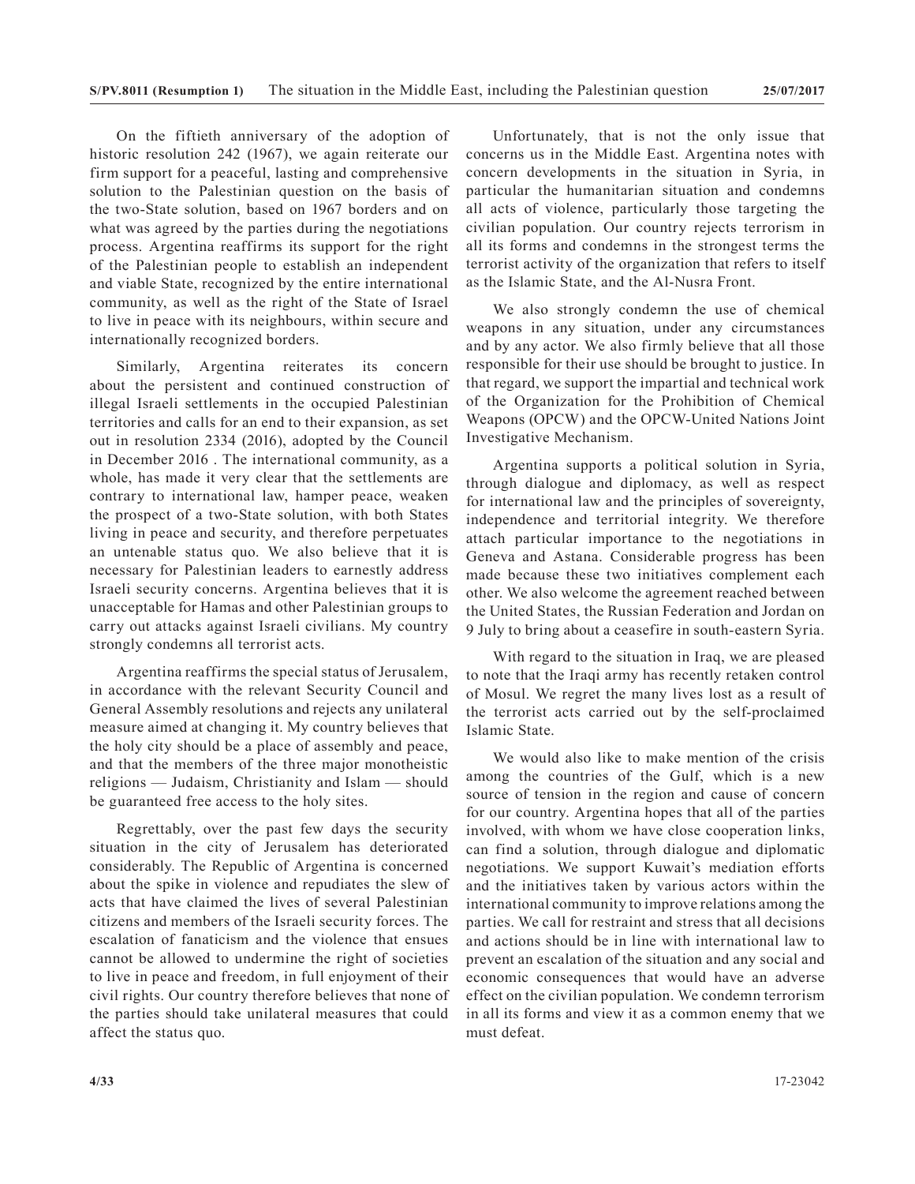On the fiftieth anniversary of the adoption of historic resolution 242 (1967), we again reiterate our firm support for a peaceful, lasting and comprehensive solution to the Palestinian question on the basis of the two-State solution, based on 1967 borders and on what was agreed by the parties during the negotiations process. Argentina reaffirms its support for the right of the Palestinian people to establish an independent and viable State, recognized by the entire international community, as well as the right of the State of Israel to live in peace with its neighbours, within secure and internationally recognized borders.

Similarly, Argentina reiterates its concern about the persistent and continued construction of illegal Israeli settlements in the occupied Palestinian territories and calls for an end to their expansion, as set out in resolution 2334 (2016), adopted by the Council in December 2016 . The international community, as a whole, has made it very clear that the settlements are contrary to international law, hamper peace, weaken the prospect of a two-State solution, with both States living in peace and security, and therefore perpetuates an untenable status quo. We also believe that it is necessary for Palestinian leaders to earnestly address Israeli security concerns. Argentina believes that it is unacceptable for Hamas and other Palestinian groups to carry out attacks against Israeli civilians. My country strongly condemns all terrorist acts.

Argentina reaffirms the special status of Jerusalem, in accordance with the relevant Security Council and General Assembly resolutions and rejects any unilateral measure aimed at changing it. My country believes that the holy city should be a place of assembly and peace, and that the members of the three major monotheistic religions — Judaism, Christianity and Islam — should be guaranteed free access to the holy sites.

Regrettably, over the past few days the security situation in the city of Jerusalem has deteriorated considerably. The Republic of Argentina is concerned about the spike in violence and repudiates the slew of acts that have claimed the lives of several Palestinian citizens and members of the Israeli security forces. The escalation of fanaticism and the violence that ensues cannot be allowed to undermine the right of societies to live in peace and freedom, in full enjoyment of their civil rights. Our country therefore believes that none of the parties should take unilateral measures that could affect the status quo.

Unfortunately, that is not the only issue that concerns us in the Middle East. Argentina notes with concern developments in the situation in Syria, in particular the humanitarian situation and condemns all acts of violence, particularly those targeting the civilian population. Our country rejects terrorism in all its forms and condemns in the strongest terms the terrorist activity of the organization that refers to itself as the Islamic State, and the Al-Nusra Front.

We also strongly condemn the use of chemical weapons in any situation, under any circumstances and by any actor. We also firmly believe that all those responsible for their use should be brought to justice. In that regard, we support the impartial and technical work of the Organization for the Prohibition of Chemical Weapons (OPCW) and the OPCW-United Nations Joint Investigative Mechanism.

Argentina supports a political solution in Syria, through dialogue and diplomacy, as well as respect for international law and the principles of sovereignty, independence and territorial integrity. We therefore attach particular importance to the negotiations in Geneva and Astana. Considerable progress has been made because these two initiatives complement each other. We also welcome the agreement reached between the United States, the Russian Federation and Jordan on 9 July to bring about a ceasefire in south-eastern Syria.

With regard to the situation in Iraq, we are pleased to note that the Iraqi army has recently retaken control of Mosul. We regret the many lives lost as a result of the terrorist acts carried out by the self-proclaimed Islamic State.

We would also like to make mention of the crisis among the countries of the Gulf, which is a new source of tension in the region and cause of concern for our country. Argentina hopes that all of the parties involved, with whom we have close cooperation links, can find a solution, through dialogue and diplomatic negotiations. We support Kuwait's mediation efforts and the initiatives taken by various actors within the international community to improve relations among the parties. We call for restraint and stress that all decisions and actions should be in line with international law to prevent an escalation of the situation and any social and economic consequences that would have an adverse effect on the civilian population. We condemn terrorism in all its forms and view it as a common enemy that we must defeat.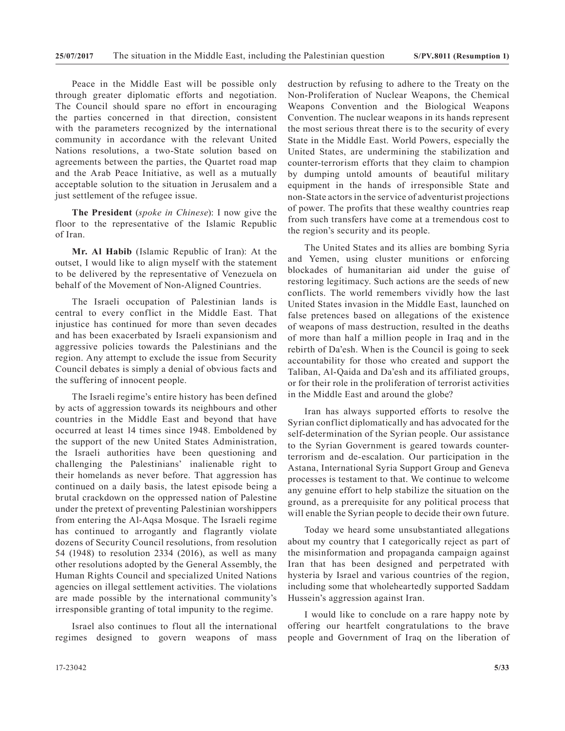Peace in the Middle East will be possible only through greater diplomatic efforts and negotiation. The Council should spare no effort in encouraging the parties concerned in that direction, consistent with the parameters recognized by the international community in accordance with the relevant United Nations resolutions, a two-State solution based on agreements between the parties, the Quartet road map and the Arab Peace Initiative, as well as a mutually acceptable solution to the situation in Jerusalem and a just settlement of the refugee issue.

**The President** (*spoke in Chinese*): I now give the floor to the representative of the Islamic Republic of Iran.

**Mr. Al Habib** (Islamic Republic of Iran): At the outset, I would like to align myself with the statement to be delivered by the representative of Venezuela on behalf of the Movement of Non-Aligned Countries.

The Israeli occupation of Palestinian lands is central to every conflict in the Middle East. That injustice has continued for more than seven decades and has been exacerbated by Israeli expansionism and aggressive policies towards the Palestinians and the region. Any attempt to exclude the issue from Security Council debates is simply a denial of obvious facts and the suffering of innocent people.

The Israeli regime's entire history has been defined by acts of aggression towards its neighbours and other countries in the Middle East and beyond that have occurred at least 14 times since 1948. Emboldened by the support of the new United States Administration, the Israeli authorities have been questioning and challenging the Palestinians' inalienable right to their homelands as never before. That aggression has continued on a daily basis, the latest episode being a brutal crackdown on the oppressed nation of Palestine under the pretext of preventing Palestinian worshippers from entering the Al-Aqsa Mosque. The Israeli regime has continued to arrogantly and flagrantly violate dozens of Security Council resolutions, from resolution 54 (1948) to resolution 2334 (2016), as well as many other resolutions adopted by the General Assembly, the Human Rights Council and specialized United Nations agencies on illegal settlement activities. The violations are made possible by the international community's irresponsible granting of total impunity to the regime.

Israel also continues to flout all the international regimes designed to govern weapons of mass destruction by refusing to adhere to the Treaty on the Non-Proliferation of Nuclear Weapons, the Chemical Weapons Convention and the Biological Weapons Convention. The nuclear weapons in its hands represent the most serious threat there is to the security of every State in the Middle East. World Powers, especially the United States, are undermining the stabilization and counter-terrorism efforts that they claim to champion by dumping untold amounts of beautiful military equipment in the hands of irresponsible State and non-State actors in the service of adventurist projections of power. The profits that these wealthy countries reap from such transfers have come at a tremendous cost to the region's security and its people.

The United States and its allies are bombing Syria and Yemen, using cluster munitions or enforcing blockades of humanitarian aid under the guise of restoring legitimacy. Such actions are the seeds of new conflicts. The world remembers vividly how the last United States invasion in the Middle East, launched on false pretences based on allegations of the existence of weapons of mass destruction, resulted in the deaths of more than half a million people in Iraq and in the rebirth of Da'esh. When is the Council is going to seek accountability for those who created and support the Taliban, Al-Qaida and Da'esh and its affiliated groups, or for their role in the proliferation of terrorist activities in the Middle East and around the globe?

Iran has always supported efforts to resolve the Syrian conflict diplomatically and has advocated for the self-determination of the Syrian people. Our assistance to the Syrian Government is geared towards counter-terrorism and de-escalation. Our participation in the Astana, International Syria Support Group and Geneva processes is testament to that. We continue to welcome any genuine effort to help stabilize the situation on the ground, as a prerequisite for any political process that will enable the Syrian people to decide their own future.

Today we heard some unsubstantiated allegations about my country that I categorically reject as part of the misinformation and propaganda campaign against Iran that has been designed and perpetrated with hysteria by Israel and various countries of the region, including some that wholeheartedly supported Saddam Hussein's aggression against Iran.

I would like to conclude on a rare happy note by offering our heartfelt congratulations to the brave people and Government of Iraq on the liberation of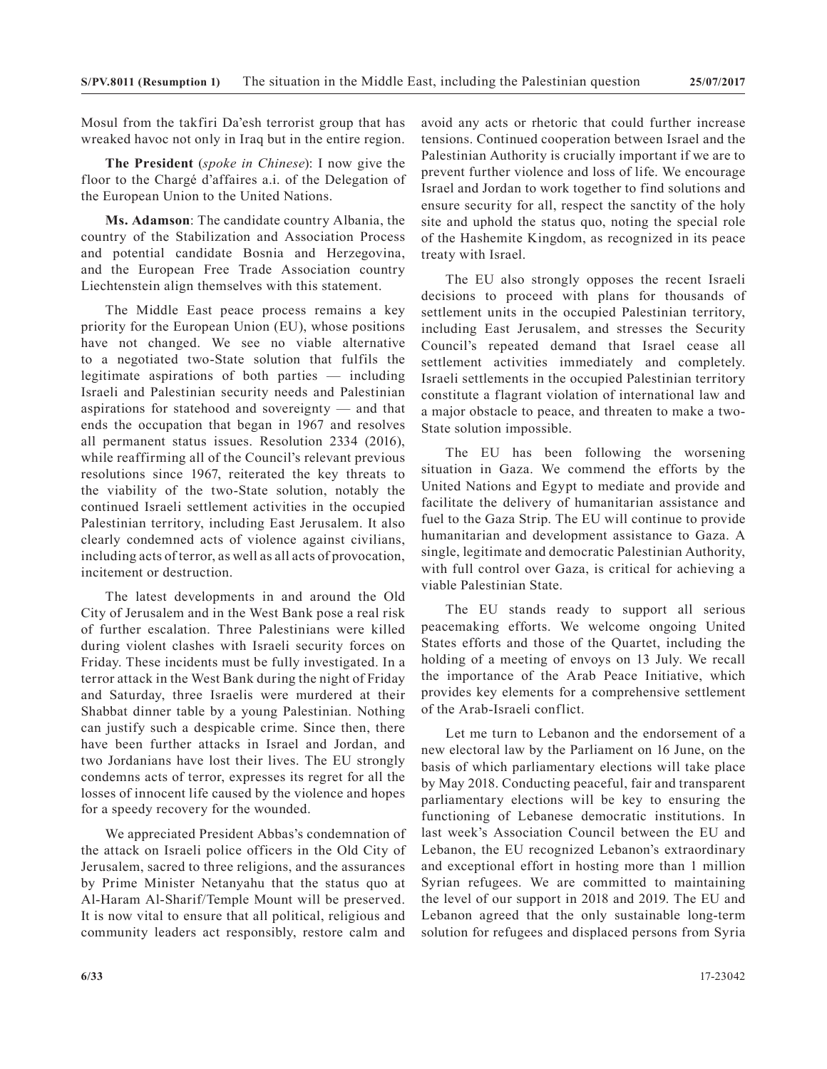Mosul from the takfiri Da'esh terrorist group that has wreaked havoc not only in Iraq but in the entire region.

**The President** (*spoke in Chinese*): I now give the floor to the Chargé d'affaires a.i. of the Delegation of the European Union to the United Nations.

**Ms. Adamson**: The candidate country Albania, the country of the Stabilization and Association Process and potential candidate Bosnia and Herzegovina, and the European Free Trade Association country Liechtenstein align themselves with this statement.

The Middle East peace process remains a key priority for the European Union (EU), whose positions have not changed. We see no viable alternative to a negotiated two-State solution that fulfils the legitimate aspirations of both parties — including Israeli and Palestinian security needs and Palestinian aspirations for statehood and sovereignty — and that ends the occupation that began in 1967 and resolves all permanent status issues. Resolution 2334 (2016), while reaffirming all of the Council's relevant previous resolutions since 1967, reiterated the key threats to the viability of the two-State solution, notably the continued Israeli settlement activities in the occupied Palestinian territory, including East Jerusalem. It also clearly condemned acts of violence against civilians, including acts of terror, as well as all acts of provocation, incitement or destruction.

The latest developments in and around the Old City of Jerusalem and in the West Bank pose a real risk of further escalation. Three Palestinians were killed during violent clashes with Israeli security forces on Friday. These incidents must be fully investigated. In a terror attack in the West Bank during the night of Friday and Saturday, three Israelis were murdered at their Shabbat dinner table by a young Palestinian. Nothing can justify such a despicable crime. Since then, there have been further attacks in Israel and Jordan, and two Jordanians have lost their lives. The EU strongly condemns acts of terror, expresses its regret for all the losses of innocent life caused by the violence and hopes for a speedy recovery for the wounded.

We appreciated President Abbas's condemnation of the attack on Israeli police officers in the Old City of Jerusalem, sacred to three religions, and the assurances by Prime Minister Netanyahu that the status quo at Al-Haram Al-Sharif/Temple Mount will be preserved. It is now vital to ensure that all political, religious and community leaders act responsibly, restore calm and avoid any acts or rhetoric that could further increase tensions. Continued cooperation between Israel and the Palestinian Authority is crucially important if we are to prevent further violence and loss of life. We encourage Israel and Jordan to work together to find solutions and ensure security for all, respect the sanctity of the holy site and uphold the status quo, noting the special role of the Hashemite Kingdom, as recognized in its peace treaty with Israel.

The EU also strongly opposes the recent Israeli decisions to proceed with plans for thousands of settlement units in the occupied Palestinian territory, including East Jerusalem, and stresses the Security Council's repeated demand that Israel cease all settlement activities immediately and completely. Israeli settlements in the occupied Palestinian territory constitute a flagrant violation of international law and a major obstacle to peace, and threaten to make a two-State solution impossible.

The EU has been following the worsening situation in Gaza. We commend the efforts by the United Nations and Egypt to mediate and provide and facilitate the delivery of humanitarian assistance and fuel to the Gaza Strip. The EU will continue to provide humanitarian and development assistance to Gaza. A single, legitimate and democratic Palestinian Authority, with full control over Gaza, is critical for achieving a viable Palestinian State.

The EU stands ready to support all serious peacemaking efforts. We welcome ongoing United States efforts and those of the Quartet, including the holding of a meeting of envoys on 13 July. We recall the importance of the Arab Peace Initiative, which provides key elements for a comprehensive settlement of the Arab-Israeli conflict.

Let me turn to Lebanon and the endorsement of a new electoral law by the Parliament on 16 June, on the basis of which parliamentary elections will take place by May 2018. Conducting peaceful, fair and transparent parliamentary elections will be key to ensuring the functioning of Lebanese democratic institutions. In last week's Association Council between the EU and Lebanon, the EU recognized Lebanon's extraordinary and exceptional effort in hosting more than 1 million Syrian refugees. We are committed to maintaining the level of our support in 2018 and 2019. The EU and Lebanon agreed that the only sustainable long-term solution for refugees and displaced persons from Syria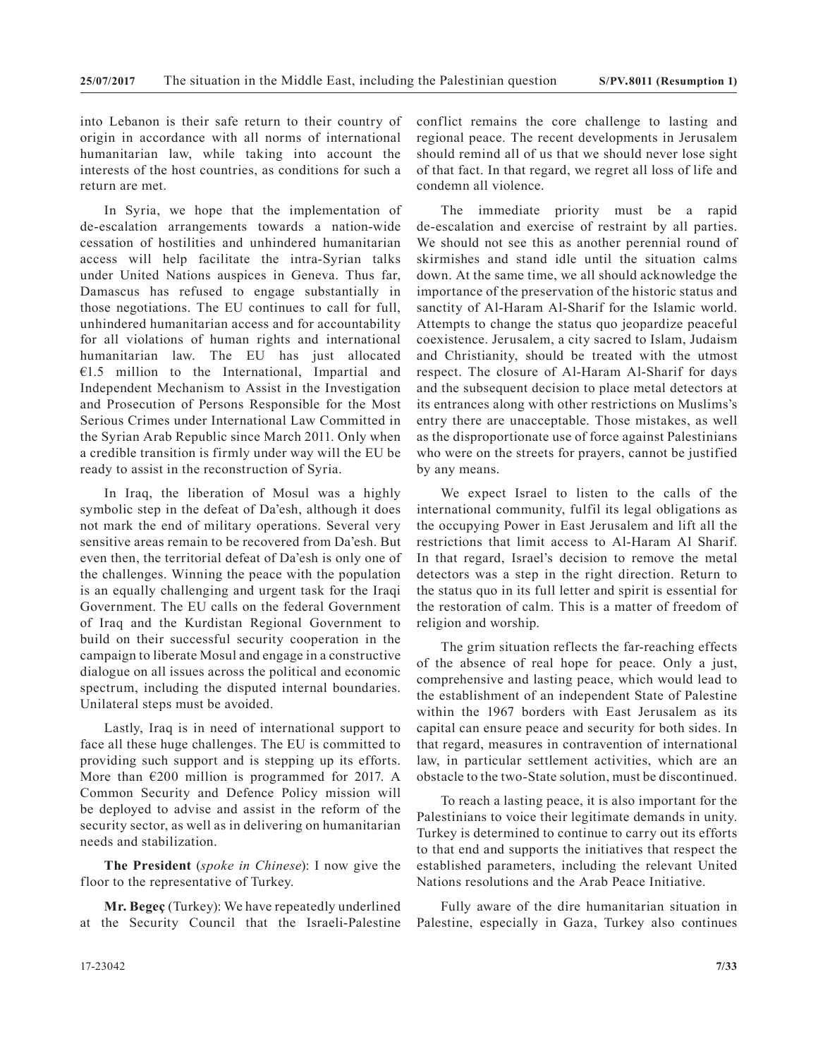into Lebanon is their safe return to their country of origin in accordance with all norms of international humanitarian law, while taking into account the interests of the host countries, as conditions for such a return are met.

In Syria, we hope that the implementation of de-escalation arrangements towards a nation-wide cessation of hostilities and unhindered humanitarian access will help facilitate the intra-Syrian talks under United Nations auspices in Geneva. Thus far, Damascus has refused to engage substantially in those negotiations. The EU continues to call for full, unhindered humanitarian access and for accountability for all violations of human rights and international humanitarian law. The EU has just allocated €1.5 million to the International, Impartial and Independent Mechanism to Assist in the Investigation and Prosecution of Persons Responsible for the Most Serious Crimes under International Law Committed in the Syrian Arab Republic since March 2011. Only when a credible transition is firmly under way will the EU be ready to assist in the reconstruction of Syria.

In Iraq, the liberation of Mosul was a highly symbolic step in the defeat of Da'esh, although it does not mark the end of military operations. Several very sensitive areas remain to be recovered from Da'esh. But even then, the territorial defeat of Da'esh is only one of the challenges. Winning the peace with the population is an equally challenging and urgent task for the Iraqi Government. The EU calls on the federal Government of Iraq and the Kurdistan Regional Government to build on their successful security cooperation in the campaign to liberate Mosul and engage in a constructive dialogue on all issues across the political and economic spectrum, including the disputed internal boundaries. Unilateral steps must be avoided.

Lastly, Iraq is in need of international support to face all these huge challenges. The EU is committed to providing such support and is stepping up its efforts. More than €200 million is programmed for 2017. A Common Security and Defence Policy mission will be deployed to advise and assist in the reform of the security sector, as well as in delivering on humanitarian needs and stabilization.

**The President** (*spoke in Chinese*): I now give the floor to the representative of Turkey.

**Mr. Begeç** (Turkey): We have repeatedly underlined at the Security Council that the Israeli-Palestine conflict remains the core challenge to lasting and regional peace. The recent developments in Jerusalem should remind all of us that we should never lose sight of that fact. In that regard, we regret all loss of life and condemn all violence.

The immediate priority must be a rapid de-escalation and exercise of restraint by all parties. We should not see this as another perennial round of skirmishes and stand idle until the situation calms down. At the same time, we all should acknowledge the importance of the preservation of the historic status and sanctity of Al-Haram Al-Sharif for the Islamic world. Attempts to change the status quo jeopardize peaceful coexistence. Jerusalem, a city sacred to Islam, Judaism and Christianity, should be treated with the utmost respect. The closure of Al-Haram Al-Sharif for days and the subsequent decision to place metal detectors at its entrances along with other restrictions on Muslims's entry there are unacceptable. Those mistakes, as well as the disproportionate use of force against Palestinians who were on the streets for prayers, cannot be justified by any means.

We expect Israel to listen to the calls of the international community, fulfil its legal obligations as the occupying Power in East Jerusalem and lift all the restrictions that limit access to Al-Haram Al Sharif. In that regard, Israel's decision to remove the metal detectors was a step in the right direction. Return to the status quo in its full letter and spirit is essential for the restoration of calm. This is a matter of freedom of religion and worship.

The grim situation reflects the far-reaching effects of the absence of real hope for peace. Only a just, comprehensive and lasting peace, which would lead to the establishment of an independent State of Palestine within the 1967 borders with East Jerusalem as its capital can ensure peace and security for both sides. In that regard, measures in contravention of international law, in particular settlement activities, which are an obstacle to the two-State solution, must be discontinued.

To reach a lasting peace, it is also important for the Palestinians to voice their legitimate demands in unity. Turkey is determined to continue to carry out its efforts to that end and supports the initiatives that respect the established parameters, including the relevant United Nations resolutions and the Arab Peace Initiative.

Fully aware of the dire humanitarian situation in Palestine, especially in Gaza, Turkey also continues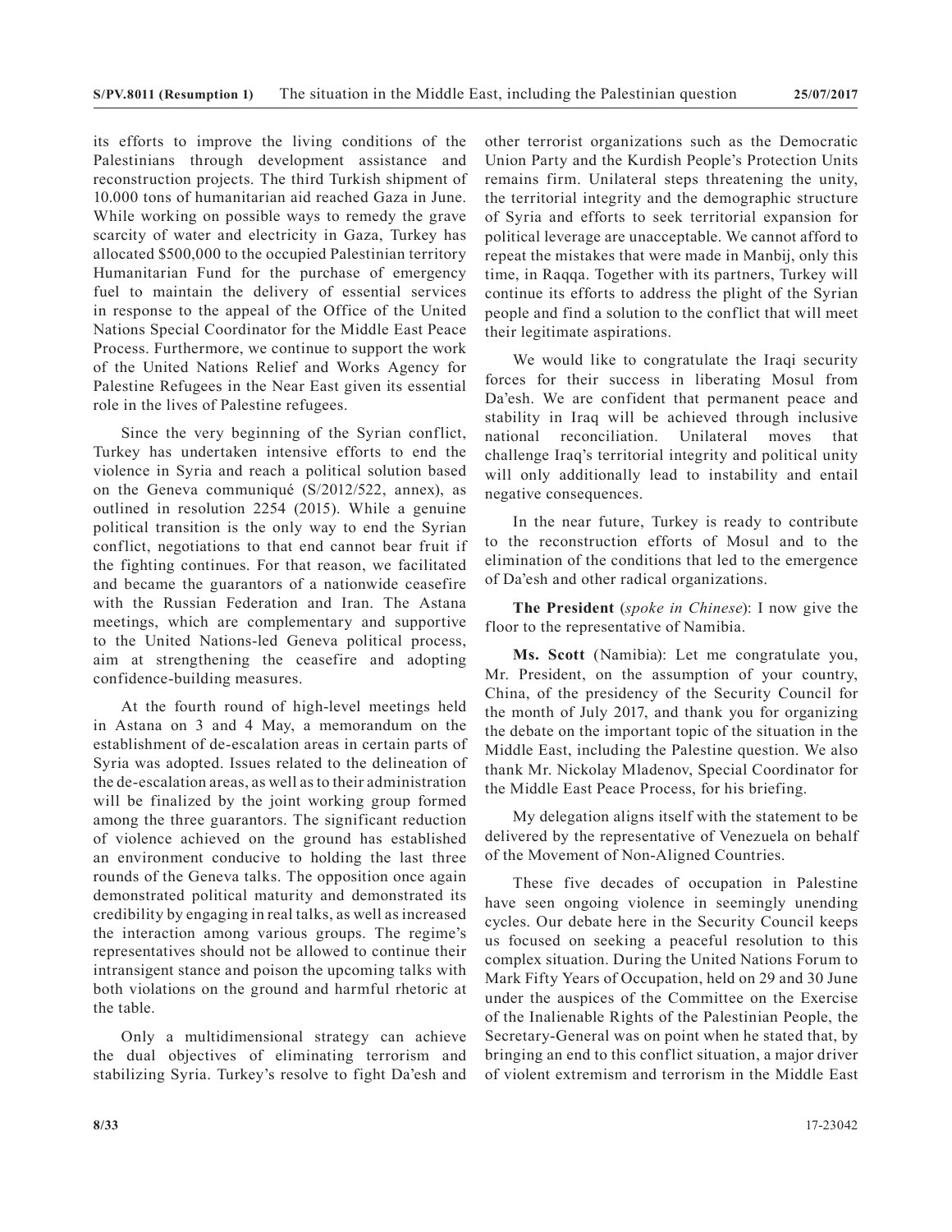its efforts to improve the living conditions of the Palestinians through development assistance and reconstruction projects. The third Turkish shipment of 10.000 tons of humanitarian aid reached Gaza in June. While working on possible ways to remedy the grave scarcity of water and electricity in Gaza, Turkey has allocated \$500,000 to the occupied Palestinian territory Humanitarian Fund for the purchase of emergency fuel to maintain the delivery of essential services in response to the appeal of the Office of the United Nations Special Coordinator for the Middle East Peace Process. Furthermore, we continue to support the work of the United Nations Relief and Works Agency for Palestine Refugees in the Near East given its essential role in the lives of Palestine refugees.

Since the very beginning of the Syrian conflict, Turkey has undertaken intensive efforts to end the violence in Syria and reach a political solution based on the Geneva communiqué (S/2012/522, annex), as outlined in resolution 2254 (2015). While a genuine political transition is the only way to end the Syrian conflict, negotiations to that end cannot bear fruit if the fighting continues. For that reason, we facilitated and became the guarantors of a nationwide ceasefire with the Russian Federation and Iran. The Astana meetings, which are complementary and supportive to the United Nations-led Geneva political process, aim at strengthening the ceasefire and adopting confidence-building measures.

At the fourth round of high-level meetings held in Astana on 3 and 4 May, a memorandum on the establishment of de-escalation areas in certain parts of Syria was adopted. Issues related to the delineation of the de-escalation areas, as well as to their administration will be finalized by the joint working group formed among the three guarantors. The significant reduction of violence achieved on the ground has established an environment conducive to holding the last three rounds of the Geneva talks. The opposition once again demonstrated political maturity and demonstrated its credibility by engaging in real talks, as well as increased the interaction among various groups. The regime's representatives should not be allowed to continue their intransigent stance and poison the upcoming talks with both violations on the ground and harmful rhetoric at the table.

Only a multidimensional strategy can achieve the dual objectives of eliminating terrorism and stabilizing Syria. Turkey's resolve to fight Da'esh and other terrorist organizations such as the Democratic Union Party and the Kurdish People's Protection Units remains firm. Unilateral steps threatening the unity, the territorial integrity and the demographic structure of Syria and efforts to seek territorial expansion for political leverage are unacceptable. We cannot afford to repeat the mistakes that were made in Manbij, only this time, in Raqqa. Together with its partners, Turkey will continue its efforts to address the plight of the Syrian people and find a solution to the conflict that will meet their legitimate aspirations.

We would like to congratulate the Iraqi security forces for their success in liberating Mosul from Da'esh. We are confident that permanent peace and stability in Iraq will be achieved through inclusive national reconciliation. Unilateral moves that challenge Iraq's territorial integrity and political unity will only additionally lead to instability and entail negative consequences.

In the near future, Turkey is ready to contribute to the reconstruction efforts of Mosul and to the elimination of the conditions that led to the emergence of Da'esh and other radical organizations.

**The President** (*spoke in Chinese*): I now give the floor to the representative of Namibia.

**Ms. Scott** (Namibia): Let me congratulate you, Mr. President, on the assumption of your country, China, of the presidency of the Security Council for the month of July 2017, and thank you for organizing the debate on the important topic of the situation in the Middle East, including the Palestine question. We also thank Mr. Nickolay Mladenov, Special Coordinator for the Middle East Peace Process, for his briefing.

My delegation aligns itself with the statement to be delivered by the representative of Venezuela on behalf of the Movement of Non-Aligned Countries.

These five decades of occupation in Palestine have seen ongoing violence in seemingly unending cycles. Our debate here in the Security Council keeps us focused on seeking a peaceful resolution to this complex situation. During the United Nations Forum to Mark Fifty Years of Occupation, held on 29 and 30 June under the auspices of the Committee on the Exercise of the Inalienable Rights of the Palestinian People, the Secretary-General was on point when he stated that, by bringing an end to this conflict situation, a major driver of violent extremism and terrorism in the Middle East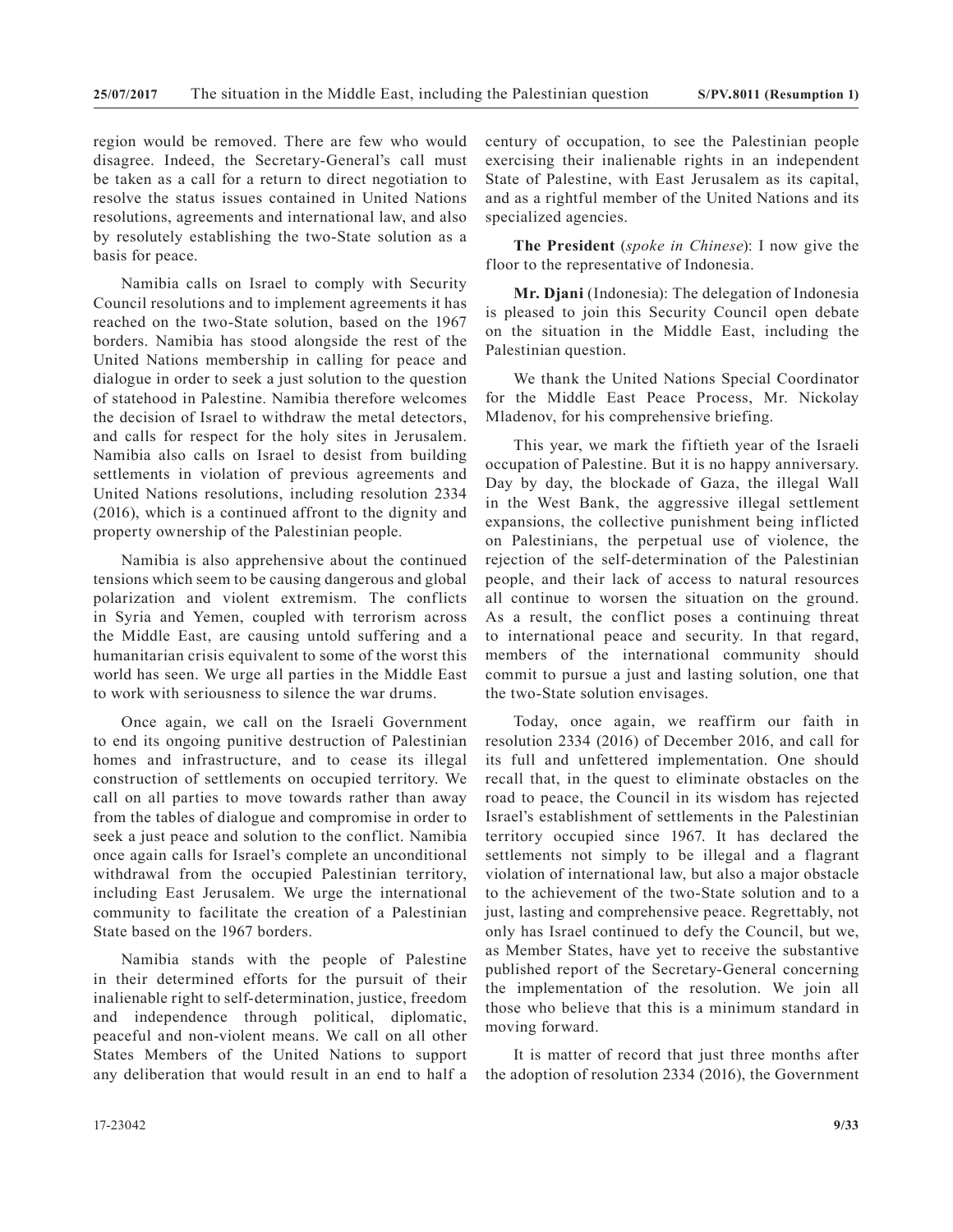region would be removed. There are few who would disagree. Indeed, the Secretary-General's call must be taken as a call for a return to direct negotiation to resolve the status issues contained in United Nations resolutions, agreements and international law, and also by resolutely establishing the two-State solution as a basis for peace.

Namibia calls on Israel to comply with Security Council resolutions and to implement agreements it has reached on the two-State solution, based on the 1967 borders. Namibia has stood alongside the rest of the United Nations membership in calling for peace and dialogue in order to seek a just solution to the question of statehood in Palestine. Namibia therefore welcomes the decision of Israel to withdraw the metal detectors, and calls for respect for the holy sites in Jerusalem. Namibia also calls on Israel to desist from building settlements in violation of previous agreements and United Nations resolutions, including resolution 2334 (2016), which is a continued affront to the dignity and property ownership of the Palestinian people.

Namibia is also apprehensive about the continued tensions which seem to be causing dangerous and global polarization and violent extremism. The conflicts in Syria and Yemen, coupled with terrorism across the Middle East, are causing untold suffering and a humanitarian crisis equivalent to some of the worst this world has seen. We urge all parties in the Middle East to work with seriousness to silence the war drums.

Once again, we call on the Israeli Government to end its ongoing punitive destruction of Palestinian homes and infrastructure, and to cease its illegal construction of settlements on occupied territory. We call on all parties to move towards rather than away from the tables of dialogue and compromise in order to seek a just peace and solution to the conflict. Namibia once again calls for Israel's complete an unconditional withdrawal from the occupied Palestinian territory, including East Jerusalem. We urge the international community to facilitate the creation of a Palestinian State based on the 1967 borders.

Namibia stands with the people of Palestine in their determined efforts for the pursuit of their inalienable right to self-determination, justice, freedom and independence through political, diplomatic, peaceful and non-violent means. We call on all other States Members of the United Nations to support any deliberation that would result in an end to half a century of occupation, to see the Palestinian people exercising their inalienable rights in an independent State of Palestine, with East Jerusalem as its capital, and as a rightful member of the United Nations and its specialized agencies.

**The President** (*spoke in Chinese*): I now give the floor to the representative of Indonesia.

**Mr. Djani** (Indonesia): The delegation of Indonesia is pleased to join this Security Council open debate on the situation in the Middle East, including the Palestinian question.

We thank the United Nations Special Coordinator for the Middle East Peace Process, Mr. Nickolay Mladenov, for his comprehensive briefing.

This year, we mark the fiftieth year of the Israeli occupation of Palestine. But it is no happy anniversary. Day by day, the blockade of Gaza, the illegal Wall in the West Bank, the aggressive illegal settlement expansions, the collective punishment being inflicted on Palestinians, the perpetual use of violence, the rejection of the self-determination of the Palestinian people, and their lack of access to natural resources all continue to worsen the situation on the ground. As a result, the conflict poses a continuing threat to international peace and security. In that regard, members of the international community should commit to pursue a just and lasting solution, one that the two-State solution envisages.

Today, once again, we reaffirm our faith in resolution 2334 (2016) of December 2016, and call for its full and unfettered implementation. One should recall that, in the quest to eliminate obstacles on the road to peace, the Council in its wisdom has rejected Israel's establishment of settlements in the Palestinian territory occupied since 1967. It has declared the settlements not simply to be illegal and a flagrant violation of international law, but also a major obstacle to the achievement of the two-State solution and to a just, lasting and comprehensive peace. Regrettably, not only has Israel continued to defy the Council, but we, as Member States, have yet to receive the substantive published report of the Secretary-General concerning the implementation of the resolution. We join all those who believe that this is a minimum standard in moving forward.

It is matter of record that just three months after the adoption of resolution 2334 (2016), the Government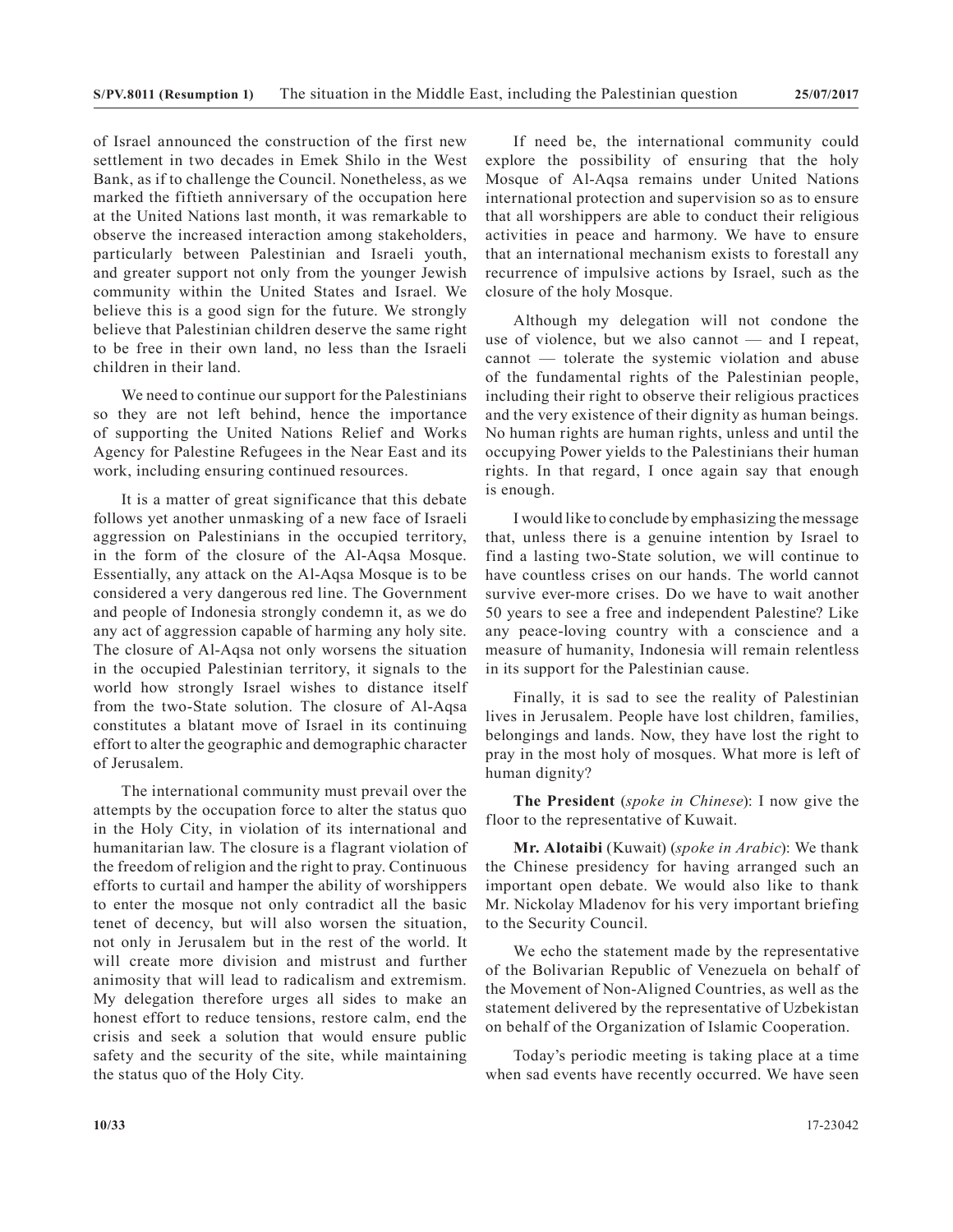of Israel announced the construction of the first new settlement in two decades in Emek Shilo in the West Bank, as if to challenge the Council. Nonetheless, as we marked the fiftieth anniversary of the occupation here at the United Nations last month, it was remarkable to observe the increased interaction among stakeholders, particularly between Palestinian and Israeli youth, and greater support not only from the younger Jewish community within the United States and Israel. We believe this is a good sign for the future. We strongly believe that Palestinian children deserve the same right to be free in their own land, no less than the Israeli children in their land.

We need to continue our support for the Palestinians so they are not left behind, hence the importance of supporting the United Nations Relief and Works Agency for Palestine Refugees in the Near East and its work, including ensuring continued resources.

It is a matter of great significance that this debate follows yet another unmasking of a new face of Israeli aggression on Palestinians in the occupied territory, in the form of the closure of the Al-Aqsa Mosque. Essentially, any attack on the Al-Aqsa Mosque is to be considered a very dangerous red line. The Government and people of Indonesia strongly condemn it, as we do any act of aggression capable of harming any holy site. The closure of Al-Aqsa not only worsens the situation in the occupied Palestinian territory, it signals to the world how strongly Israel wishes to distance itself from the two-State solution. The closure of Al-Aqsa constitutes a blatant move of Israel in its continuing effort to alter the geographic and demographic character of Jerusalem.

The international community must prevail over the attempts by the occupation force to alter the status quo in the Holy City, in violation of its international and humanitarian law. The closure is a flagrant violation of the freedom of religion and the right to pray. Continuous efforts to curtail and hamper the ability of worshippers to enter the mosque not only contradict all the basic tenet of decency, but will also worsen the situation, not only in Jerusalem but in the rest of the world. It will create more division and mistrust and further animosity that will lead to radicalism and extremism. My delegation therefore urges all sides to make an honest effort to reduce tensions, restore calm, end the crisis and seek a solution that would ensure public safety and the security of the site, while maintaining the status quo of the Holy City.

If need be, the international community could explore the possibility of ensuring that the holy Mosque of Al-Aqsa remains under United Nations international protection and supervision so as to ensure that all worshippers are able to conduct their religious activities in peace and harmony. We have to ensure that an international mechanism exists to forestall any recurrence of impulsive actions by Israel, such as the closure of the holy Mosque.

Although my delegation will not condone the use of violence, but we also cannot — and I repeat, cannot — tolerate the systemic violation and abuse of the fundamental rights of the Palestinian people, including their right to observe their religious practices and the very existence of their dignity as human beings. No human rights are human rights, unless and until the occupying Power yields to the Palestinians their human rights. In that regard, I once again say that enough is enough.

I would like to conclude by emphasizing the message that, unless there is a genuine intention by Israel to find a lasting two-State solution, we will continue to have countless crises on our hands. The world cannot survive ever-more crises. Do we have to wait another 50 years to see a free and independent Palestine? Like any peace-loving country with a conscience and a measure of humanity, Indonesia will remain relentless in its support for the Palestinian cause.

Finally, it is sad to see the reality of Palestinian lives in Jerusalem. People have lost children, families, belongings and lands. Now, they have lost the right to pray in the most holy of mosques. What more is left of human dignity?

**The President** (*spoke in Chinese*): I now give the floor to the representative of Kuwait.

**Mr. Alotaibi** (Kuwait) (*spoke in Arabic*): We thank the Chinese presidency for having arranged such an important open debate. We would also like to thank Mr. Nickolay Mladenov for his very important briefing to the Security Council.

We echo the statement made by the representative of the Bolivarian Republic of Venezuela on behalf of the Movement of Non-Aligned Countries, as well as the statement delivered by the representative of Uzbekistan on behalf of the Organization of Islamic Cooperation.

Today's periodic meeting is taking place at a time when sad events have recently occurred. We have seen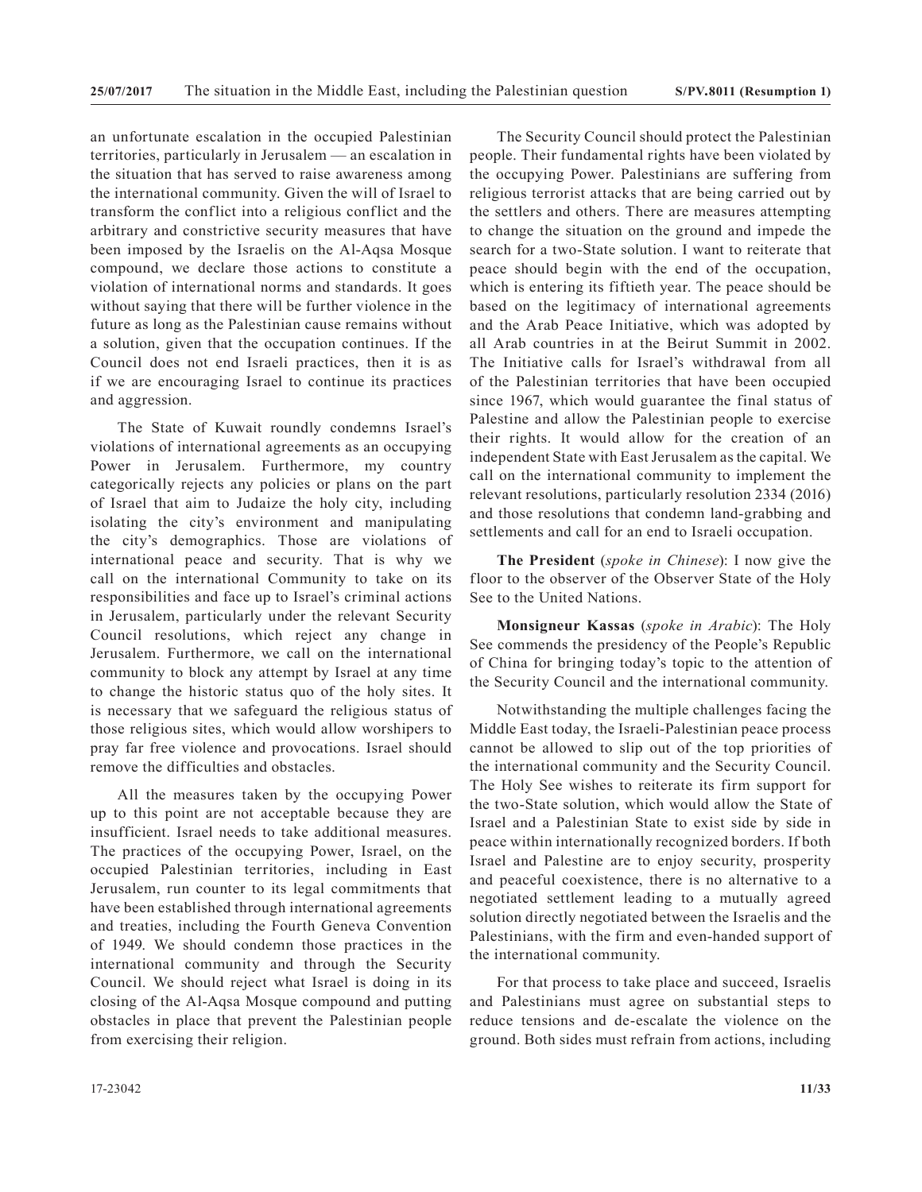an unfortunate escalation in the occupied Palestinian territories, particularly in Jerusalem — an escalation in the situation that has served to raise awareness among the international community. Given the will of Israel to transform the conflict into a religious conflict and the arbitrary and constrictive security measures that have been imposed by the Israelis on the Al-Aqsa Mosque compound, we declare those actions to constitute a violation of international norms and standards. It goes without saying that there will be further violence in the future as long as the Palestinian cause remains without a solution, given that the occupation continues. If the Council does not end Israeli practices, then it is as if we are encouraging Israel to continue its practices and aggression.

The State of Kuwait roundly condemns Israel's violations of international agreements as an occupying Power in Jerusalem. Furthermore, my country categorically rejects any policies or plans on the part of Israel that aim to Judaize the holy city, including isolating the city's environment and manipulating the city's demographics. Those are violations of international peace and security. That is why we call on the international Community to take on its responsibilities and face up to Israel's criminal actions in Jerusalem, particularly under the relevant Security Council resolutions, which reject any change in Jerusalem. Furthermore, we call on the international community to block any attempt by Israel at any time to change the historic status quo of the holy sites. It is necessary that we safeguard the religious status of those religious sites, which would allow worshipers to pray far free violence and provocations. Israel should remove the difficulties and obstacles.

All the measures taken by the occupying Power up to this point are not acceptable because they are insufficient. Israel needs to take additional measures. The practices of the occupying Power, Israel, on the occupied Palestinian territories, including in East Jerusalem, run counter to its legal commitments that have been established through international agreements and treaties, including the Fourth Geneva Convention of 1949. We should condemn those practices in the international community and through the Security Council. We should reject what Israel is doing in its closing of the Al-Aqsa Mosque compound and putting obstacles in place that prevent the Palestinian people from exercising their religion.

The Security Council should protect the Palestinian people. Their fundamental rights have been violated by the occupying Power. Palestinians are suffering from religious terrorist attacks that are being carried out by the settlers and others. There are measures attempting to change the situation on the ground and impede the search for a two-State solution. I want to reiterate that peace should begin with the end of the occupation, which is entering its fiftieth year. The peace should be based on the legitimacy of international agreements and the Arab Peace Initiative, which was adopted by all Arab countries in at the Beirut Summit in 2002. The Initiative calls for Israel's withdrawal from all of the Palestinian territories that have been occupied since 1967, which would guarantee the final status of Palestine and allow the Palestinian people to exercise their rights. It would allow for the creation of an independent State with East Jerusalem as the capital. We call on the international community to implement the relevant resolutions, particularly resolution 2334 (2016) and those resolutions that condemn land-grabbing and settlements and call for an end to Israeli occupation.

**The President** (*spoke in Chinese*): I now give the floor to the observer of the Observer State of the Holy See to the United Nations.

**Monsigneur Kassas** (*spoke in Arabic*): The Holy See commends the presidency of the People's Republic of China for bringing today's topic to the attention of the Security Council and the international community.

Notwithstanding the multiple challenges facing the Middle East today, the Israeli-Palestinian peace process cannot be allowed to slip out of the top priorities of the international community and the Security Council. The Holy See wishes to reiterate its firm support for the two-State solution, which would allow the State of Israel and a Palestinian State to exist side by side in peace within internationally recognized borders. If both Israel and Palestine are to enjoy security, prosperity and peaceful coexistence, there is no alternative to a negotiated settlement leading to a mutually agreed solution directly negotiated between the Israelis and the Palestinians, with the firm and even-handed support of the international community.

For that process to take place and succeed, Israelis and Palestinians must agree on substantial steps to reduce tensions and de-escalate the violence on the ground. Both sides must refrain from actions, including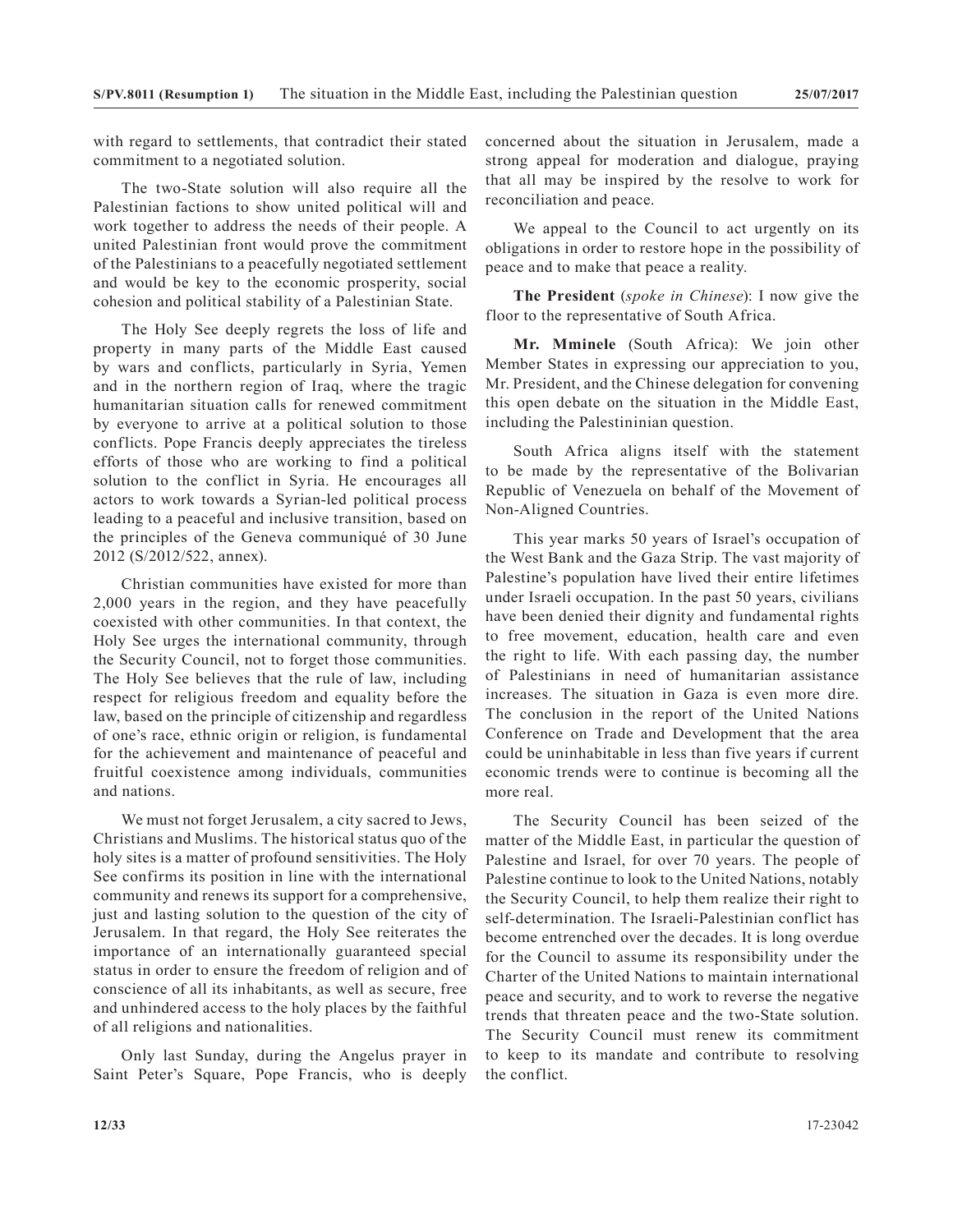with regard to settlements, that contradict their stated commitment to a negotiated solution.

The two-State solution will also require all the Palestinian factions to show united political will and work together to address the needs of their people. A united Palestinian front would prove the commitment of the Palestinians to a peacefully negotiated settlement and would be key to the economic prosperity, social cohesion and political stability of a Palestinian State.

The Holy See deeply regrets the loss of life and property in many parts of the Middle East caused by wars and conflicts, particularly in Syria, Yemen and in the northern region of Iraq, where the tragic humanitarian situation calls for renewed commitment by everyone to arrive at a political solution to those conflicts. Pope Francis deeply appreciates the tireless efforts of those who are working to find a political solution to the conflict in Syria. He encourages all actors to work towards a Syrian-led political process leading to a peaceful and inclusive transition, based on the principles of the Geneva communiqué of 30 June 2012 (S/2012/522, annex).

Christian communities have existed for more than 2,000 years in the region, and they have peacefully coexisted with other communities. In that context, the Holy See urges the international community, through the Security Council, not to forget those communities. The Holy See believes that the rule of law, including respect for religious freedom and equality before the law, based on the principle of citizenship and regardless of one's race, ethnic origin or religion, is fundamental for the achievement and maintenance of peaceful and fruitful coexistence among individuals, communities and nations.

We must not forget Jerusalem, a city sacred to Jews, Christians and Muslims. The historical status quo of the holy sites is a matter of profound sensitivities. The Holy See confirms its position in line with the international community and renews its support for a comprehensive, just and lasting solution to the question of the city of Jerusalem. In that regard, the Holy See reiterates the importance of an internationally guaranteed special status in order to ensure the freedom of religion and of conscience of all its inhabitants, as well as secure, free and unhindered access to the holy places by the faithful of all religions and nationalities.

Only last Sunday, during the Angelus prayer in Saint Peter's Square, Pope Francis, who is deeply concerned about the situation in Jerusalem, made a strong appeal for moderation and dialogue, praying that all may be inspired by the resolve to work for reconciliation and peace.

We appeal to the Council to act urgently on its obligations in order to restore hope in the possibility of peace and to make that peace a reality.

**The President** (*spoke in Chinese*): I now give the floor to the representative of South Africa.

**Mr. Mminele** (South Africa): We join other Member States in expressing our appreciation to you, Mr. President, and the Chinese delegation for convening this open debate on the situation in the Middle East, including the Palestininian question.

South Africa aligns itself with the statement to be made by the representative of the Bolivarian Republic of Venezuela on behalf of the Movement of Non-Aligned Countries.

This year marks 50 years of Israel's occupation of the West Bank and the Gaza Strip. The vast majority of Palestine's population have lived their entire lifetimes under Israeli occupation. In the past 50 years, civilians have been denied their dignity and fundamental rights to free movement, education, health care and even the right to life. With each passing day, the number of Palestinians in need of humanitarian assistance increases. The situation in Gaza is even more dire. The conclusion in the report of the United Nations Conference on Trade and Development that the area could be uninhabitable in less than five years if current economic trends were to continue is becoming all the more real.

The Security Council has been seized of the matter of the Middle East, in particular the question of Palestine and Israel, for over 70 years. The people of Palestine continue to look to the United Nations, notably the Security Council, to help them realize their right to self-determination. The Israeli-Palestinian conflict has become entrenched over the decades. It is long overdue for the Council to assume its responsibility under the Charter of the United Nations to maintain international peace and security, and to work to reverse the negative trends that threaten peace and the two-State solution. The Security Council must renew its commitment to keep to its mandate and contribute to resolving the conflict.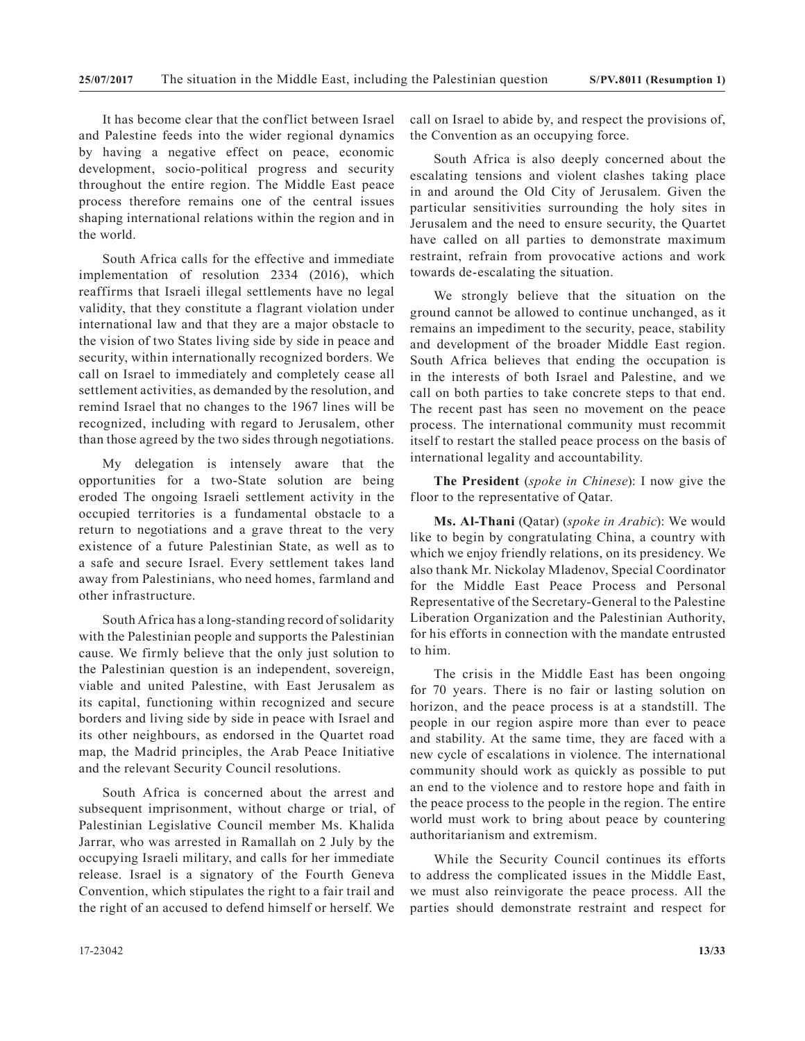It has become clear that the conflict between Israel and Palestine feeds into the wider regional dynamics by having a negative effect on peace, economic development, socio-political progress and security throughout the entire region. The Middle East peace process therefore remains one of the central issues shaping international relations within the region and in the world.

South Africa calls for the effective and immediate implementation of resolution 2334 (2016), which reaffirms that Israeli illegal settlements have no legal validity, that they constitute a flagrant violation under international law and that they are a major obstacle to the vision of two States living side by side in peace and security, within internationally recognized borders. We call on Israel to immediately and completely cease all settlement activities, as demanded by the resolution, and remind Israel that no changes to the 1967 lines will be recognized, including with regard to Jerusalem, other than those agreed by the two sides through negotiations.

My delegation is intensely aware that the opportunities for a two-State solution are being eroded The ongoing Israeli settlement activity in the occupied territories is a fundamental obstacle to a return to negotiations and a grave threat to the very existence of a future Palestinian State, as well as to a safe and secure Israel. Every settlement takes land away from Palestinians, who need homes, farmland and other infrastructure.

South Africa has a long-standing record of solidarity with the Palestinian people and supports the Palestinian cause. We firmly believe that the only just solution to the Palestinian question is an independent, sovereign, viable and united Palestine, with East Jerusalem as its capital, functioning within recognized and secure borders and living side by side in peace with Israel and its other neighbours, as endorsed in the Quartet road map, the Madrid principles, the Arab Peace Initiative and the relevant Security Council resolutions.

South Africa is concerned about the arrest and subsequent imprisonment, without charge or trial, of Palestinian Legislative Council member Ms. Khalida Jarrar, who was arrested in Ramallah on 2 July by the occupying Israeli military, and calls for her immediate release. Israel is a signatory of the Fourth Geneva Convention, which stipulates the right to a fair trail and the right of an accused to defend himself or herself. We call on Israel to abide by, and respect the provisions of, the Convention as an occupying force.

South Africa is also deeply concerned about the escalating tensions and violent clashes taking place in and around the Old City of Jerusalem. Given the particular sensitivities surrounding the holy sites in Jerusalem and the need to ensure security, the Quartet have called on all parties to demonstrate maximum restraint, refrain from provocative actions and work towards de-escalating the situation.

We strongly believe that the situation on the ground cannot be allowed to continue unchanged, as it remains an impediment to the security, peace, stability and development of the broader Middle East region. South Africa believes that ending the occupation is in the interests of both Israel and Palestine, and we call on both parties to take concrete steps to that end. The recent past has seen no movement on the peace process. The international community must recommit itself to restart the stalled peace process on the basis of international legality and accountability.

**The President** (*spoke in Chinese*): I now give the floor to the representative of Qatar.

**Ms. Al-Thani** (Qatar) (*spoke in Arabic*): We would like to begin by congratulating China, a country with which we enjoy friendly relations, on its presidency. We also thank Mr. Nickolay Mladenov, Special Coordinator for the Middle East Peace Process and Personal Representative of the Secretary-General to the Palestine Liberation Organization and the Palestinian Authority, for his efforts in connection with the mandate entrusted to him.

The crisis in the Middle East has been ongoing for 70 years. There is no fair or lasting solution on horizon, and the peace process is at a standstill. The people in our region aspire more than ever to peace and stability. At the same time, they are faced with a new cycle of escalations in violence. The international community should work as quickly as possible to put an end to the violence and to restore hope and faith in the peace process to the people in the region. The entire world must work to bring about peace by countering authoritarianism and extremism.

While the Security Council continues its efforts to address the complicated issues in the Middle East, we must also reinvigorate the peace process. All the parties should demonstrate restraint and respect for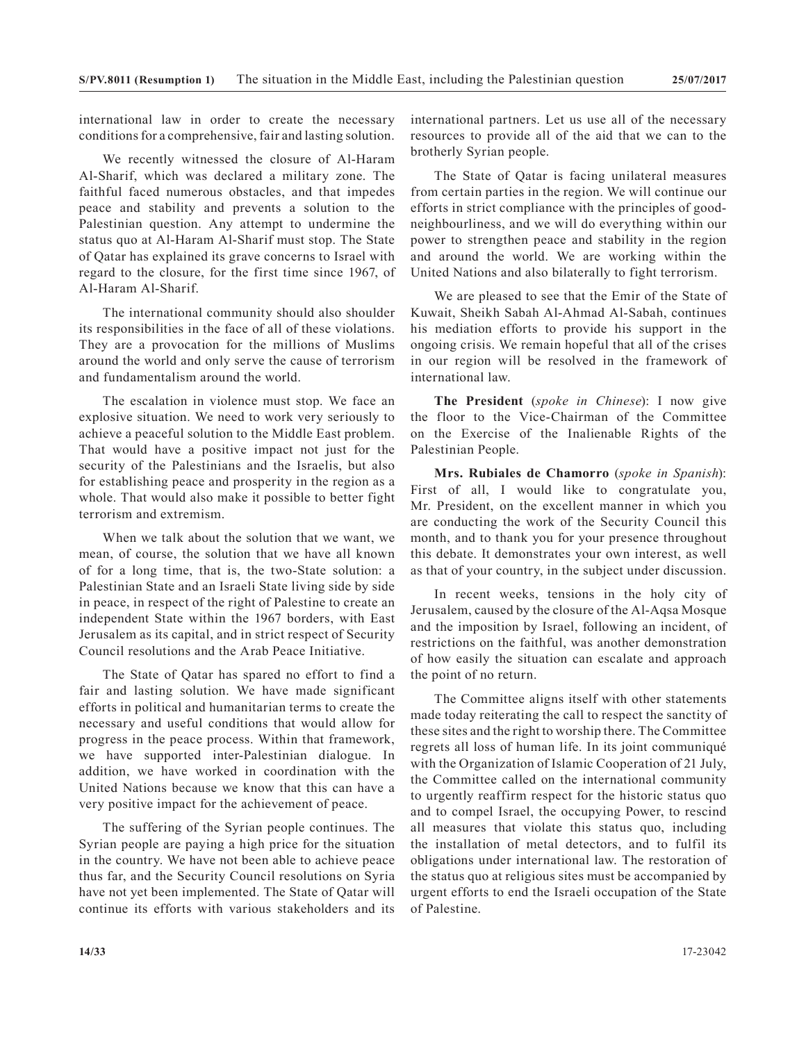international law in order to create the necessary conditions for a comprehensive, fair and lasting solution.

We recently witnessed the closure of Al-Haram Al-Sharif, which was declared a military zone. The faithful faced numerous obstacles, and that impedes peace and stability and prevents a solution to the Palestinian question. Any attempt to undermine the status quo at Al-Haram Al-Sharif must stop. The State of Qatar has explained its grave concerns to Israel with regard to the closure, for the first time since 1967, of Al-Haram Al-Sharif.

The international community should also shoulder its responsibilities in the face of all of these violations. They are a provocation for the millions of Muslims around the world and only serve the cause of terrorism and fundamentalism around the world.

The escalation in violence must stop. We face an explosive situation. We need to work very seriously to achieve a peaceful solution to the Middle East problem. That would have a positive impact not just for the security of the Palestinians and the Israelis, but also for establishing peace and prosperity in the region as a whole. That would also make it possible to better fight terrorism and extremism.

When we talk about the solution that we want, we mean, of course, the solution that we have all known of for a long time, that is, the two-State solution: a Palestinian State and an Israeli State living side by side in peace, in respect of the right of Palestine to create an independent State within the 1967 borders, with East Jerusalem as its capital, and in strict respect of Security Council resolutions and the Arab Peace Initiative.

The State of Qatar has spared no effort to find a fair and lasting solution. We have made significant efforts in political and humanitarian terms to create the necessary and useful conditions that would allow for progress in the peace process. Within that framework, we have supported inter-Palestinian dialogue. In addition, we have worked in coordination with the United Nations because we know that this can have a very positive impact for the achievement of peace.

The suffering of the Syrian people continues. The Syrian people are paying a high price for the situation in the country. We have not been able to achieve peace thus far, and the Security Council resolutions on Syria have not yet been implemented. The State of Qatar will continue its efforts with various stakeholders and its international partners. Let us use all of the necessary resources to provide all of the aid that we can to the brotherly Syrian people.

The State of Qatar is facing unilateral measures from certain parties in the region. We will continue our efforts in strict compliance with the principles of good-neighbourliness, and we will do everything within our power to strengthen peace and stability in the region and around the world. We are working within the United Nations and also bilaterally to fight terrorism.

We are pleased to see that the Emir of the State of Kuwait, Sheikh Sabah Al-Ahmad Al-Sabah, continues his mediation efforts to provide his support in the ongoing crisis. We remain hopeful that all of the crises in our region will be resolved in the framework of international law.

**The President** (*spoke in Chinese*): I now give the floor to the Vice-Chairman of the Committee on the Exercise of the Inalienable Rights of the Palestinian People.

**Mrs. Rubiales de Chamorro** (*spoke in Spanish*): First of all, I would like to congratulate you, Mr. President, on the excellent manner in which you are conducting the work of the Security Council this month, and to thank you for your presence throughout this debate. It demonstrates your own interest, as well as that of your country, in the subject under discussion.

In recent weeks, tensions in the holy city of Jerusalem, caused by the closure of the Al-Aqsa Mosque and the imposition by Israel, following an incident, of restrictions on the faithful, was another demonstration of how easily the situation can escalate and approach the point of no return.

The Committee aligns itself with other statements made today reiterating the call to respect the sanctity of these sites and the right to worship there. The Committee regrets all loss of human life. In its joint communiqué with the Organization of Islamic Cooperation of 21 July, the Committee called on the international community to urgently reaffirm respect for the historic status quo and to compel Israel, the occupying Power, to rescind all measures that violate this status quo, including the installation of metal detectors, and to fulfil its obligations under international law. The restoration of the status quo at religious sites must be accompanied by urgent efforts to end the Israeli occupation of the State of Palestine.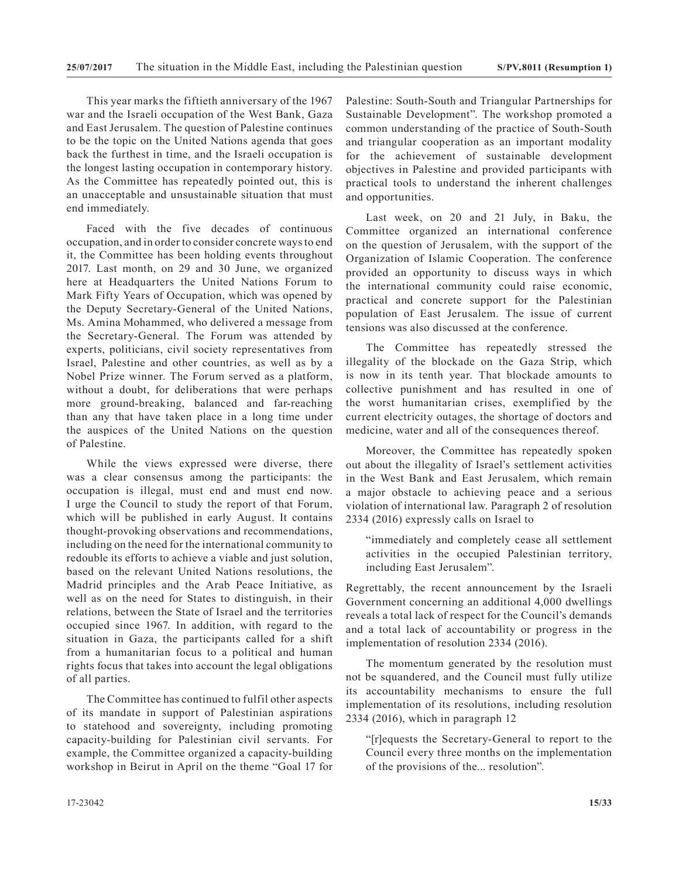This year marks the fiftieth anniversary of the 1967 war and the Israeli occupation of the West Bank, Gaza and East Jerusalem. The question of Palestine continues to be the topic on the United Nations agenda that goes back the furthest in time, and the Israeli occupation is the longest lasting occupation in contemporary history. As the Committee has repeatedly pointed out, this is an unacceptable and unsustainable situation that must end immediately.

Faced with the five decades of continuous occupation, and in order to consider concrete ways to end it, the Committee has been holding events throughout 2017. Last month, on 29 and 30 June, we organized here at Headquarters the United Nations Forum to Mark Fifty Years of Occupation, which was opened by the Deputy Secretary-General of the United Nations, Ms. Amina Mohammed, who delivered a message from the Secretary-General. The Forum was attended by experts, politicians, civil society representatives from Israel, Palestine and other countries, as well as by a Nobel Prize winner. The Forum served as a platform, without a doubt, for deliberations that were perhaps more ground-breaking, balanced and far-reaching than any that have taken place in a long time under the auspices of the United Nations on the question of Palestine.

While the views expressed were diverse, there was a clear consensus among the participants: the occupation is illegal, must end and must end now. I urge the Council to study the report of that Forum, which will be published in early August. It contains thought-provoking observations and recommendations, including on the need for the international community to redouble its efforts to achieve a viable and just solution, based on the relevant United Nations resolutions, the Madrid principles and the Arab Peace Initiative, as well as on the need for States to distinguish, in their relations, between the State of Israel and the territories occupied since 1967. In addition, with regard to the situation in Gaza, the participants called for a shift from a humanitarian focus to a political and human rights focus that takes into account the legal obligations of all parties.

The Committee has continued to fulfil other aspects of its mandate in support of Palestinian aspirations to statehood and sovereignty, including promoting capacity-building for Palestinian civil servants. For example, the Committee organized a capacity-building workshop in Beirut in April on the theme "Goal 17 for Palestine: South-South and Triangular Partnerships for Sustainable Development". The workshop promoted a common understanding of the practice of South-South and triangular cooperation as an important modality for the achievement of sustainable development objectives in Palestine and provided participants with practical tools to understand the inherent challenges and opportunities.

Last week, on 20 and 21 July, in Baku, the Committee organized an international conference on the question of Jerusalem, with the support of the Organization of Islamic Cooperation. The conference provided an opportunity to discuss ways in which the international community could raise economic, practical and concrete support for the Palestinian population of East Jerusalem. The issue of current tensions was also discussed at the conference.

The Committee has repeatedly stressed the illegality of the blockade on the Gaza Strip, which is now in its tenth year. That blockade amounts to collective punishment and has resulted in one of the worst humanitarian crises, exemplified by the current electricity outages, the shortage of doctors and medicine, water and all of the consequences thereof.

Moreover, the Committee has repeatedly spoken out about the illegality of Israel's settlement activities in the West Bank and East Jerusalem, which remain a major obstacle to achieving peace and a serious violation of international law. Paragraph 2 of resolution 2334 (2016) expressly calls on Israel to

> "immediately and completely cease all settlement activities in the occupied Palestinian territory, including East Jerusalem".

Regrettably, the recent announcement by the Israeli Government concerning an additional 4,000 dwellings reveals a total lack of respect for the Council's demands and a total lack of accountability or progress in the implementation of resolution 2334 (2016).

The momentum generated by the resolution must not be squandered, and the Council must fully utilize its accountability mechanisms to ensure the full implementation of its resolutions, including resolution 2334 (2016), which in paragraph 12

> "[r]equests the Secretary-General to report to the Council every three months on the implementation of the provisions of the... resolution".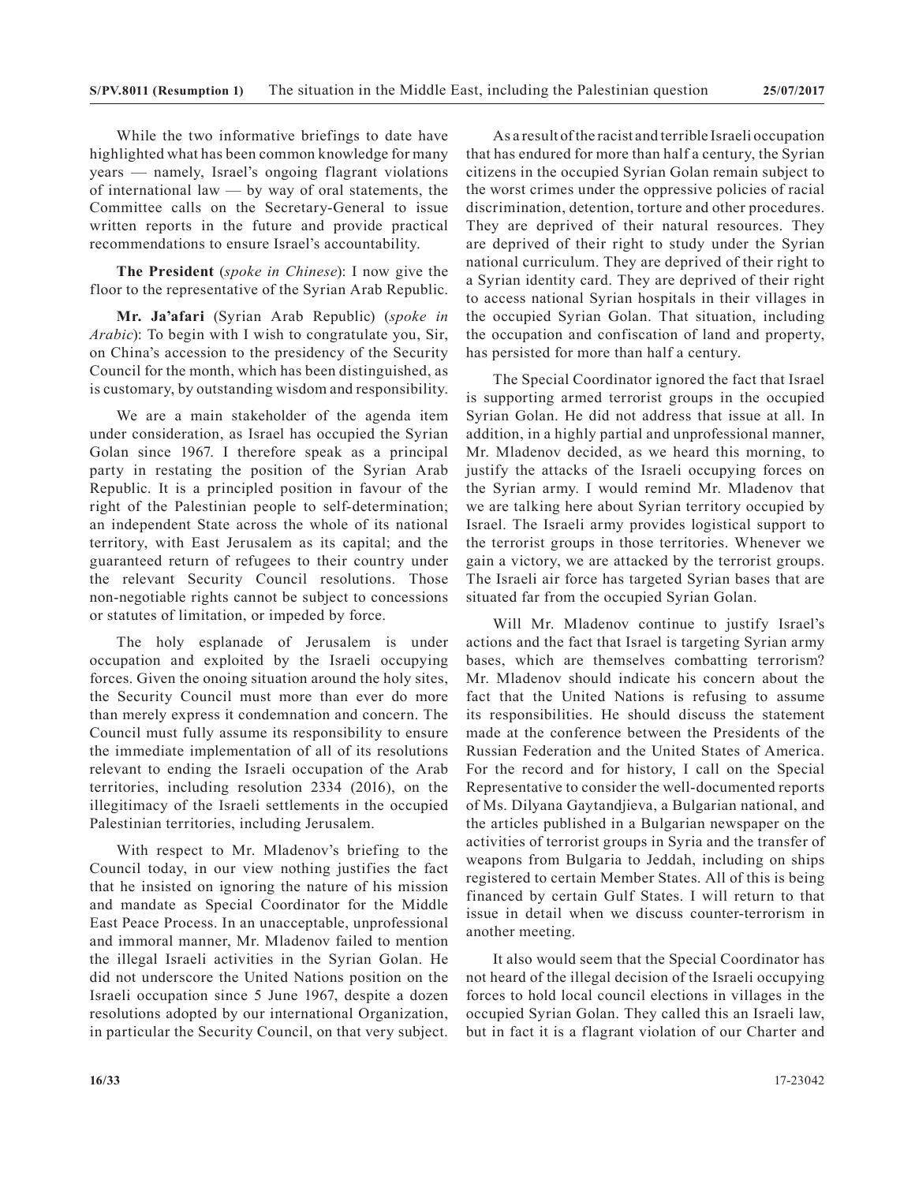While the two informative briefings to date have highlighted what has been common knowledge for many years — namely, Israel's ongoing flagrant violations of international law — by way of oral statements, the Committee calls on the Secretary-General to issue written reports in the future and provide practical recommendations to ensure Israel's accountability.

**The President** (*spoke in Chinese*): I now give the floor to the representative of the Syrian Arab Republic.

**Mr. Ja'afari** (Syrian Arab Republic) (*spoke in Arabic*): To begin with I wish to congratulate you, Sir, on China's accession to the presidency of the Security Council for the month, which has been distinguished, as is customary, by outstanding wisdom and responsibility.

We are a main stakeholder of the agenda item under consideration, as Israel has occupied the Syrian Golan since 1967. I therefore speak as a principal party in restating the position of the Syrian Arab Republic. It is a principled position in favour of the right of the Palestinian people to self-determination; an independent State across the whole of its national territory, with East Jerusalem as its capital; and the guaranteed return of refugees to their country under the relevant Security Council resolutions. Those non-negotiable rights cannot be subject to concessions or statutes of limitation, or impeded by force.

The holy esplanade of Jerusalem is under occupation and exploited by the Israeli occupying forces. Given the onoing situation around the holy sites, the Security Council must more than ever do more than merely express it condemnation and concern. The Council must fully assume its responsibility to ensure the immediate implementation of all of its resolutions relevant to ending the Israeli occupation of the Arab territories, including resolution 2334 (2016), on the illegitimacy of the Israeli settlements in the occupied Palestinian territories, including Jerusalem.

With respect to Mr. Mladenov's briefing to the Council today, in our view nothing justifies the fact that he insisted on ignoring the nature of his mission and mandate as Special Coordinator for the Middle East Peace Process. In an unacceptable, unprofessional and immoral manner, Mr. Mladenov failed to mention the illegal Israeli activities in the Syrian Golan. He did not underscore the United Nations position on the Israeli occupation since 5 June 1967, despite a dozen resolutions adopted by our international Organization, in particular the Security Council, on that very subject.

As a result of the racist and terrible Israeli occupation that has endured for more than half a century, the Syrian citizens in the occupied Syrian Golan remain subject to the worst crimes under the oppressive policies of racial discrimination, detention, torture and other procedures. They are deprived of their natural resources. They are deprived of their right to study under the Syrian national curriculum. They are deprived of their right to a Syrian identity card. They are deprived of their right to access national Syrian hospitals in their villages in the occupied Syrian Golan. That situation, including the occupation and confiscation of land and property, has persisted for more than half a century.

The Special Coordinator ignored the fact that Israel is supporting armed terrorist groups in the occupied Syrian Golan. He did not address that issue at all. In addition, in a highly partial and unprofessional manner, Mr. Mladenov decided, as we heard this morning, to justify the attacks of the Israeli occupying forces on the Syrian army. I would remind Mr. Mladenov that we are talking here about Syrian territory occupied by Israel. The Israeli army provides logistical support to the terrorist groups in those territories. Whenever we gain a victory, we are attacked by the terrorist groups. The Israeli air force has targeted Syrian bases that are situated far from the occupied Syrian Golan.

Will Mr. Mladenov continue to justify Israel's actions and the fact that Israel is targeting Syrian army bases, which are themselves combatting terrorism? Mr. Mladenov should indicate his concern about the fact that the United Nations is refusing to assume its responsibilities. He should discuss the statement made at the conference between the Presidents of the Russian Federation and the United States of America. For the record and for history, I call on the Special Representative to consider the well-documented reports of Ms. Dilyana Gaytandjieva, a Bulgarian national, and the articles published in a Bulgarian newspaper on the activities of terrorist groups in Syria and the transfer of weapons from Bulgaria to Jeddah, including on ships registered to certain Member States. All of this is being financed by certain Gulf States. I will return to that issue in detail when we discuss counter-terrorism in another meeting.

It also would seem that the Special Coordinator has not heard of the illegal decision of the Israeli occupying forces to hold local council elections in villages in the occupied Syrian Golan. They called this an Israeli law, but in fact it is a flagrant violation of our Charter and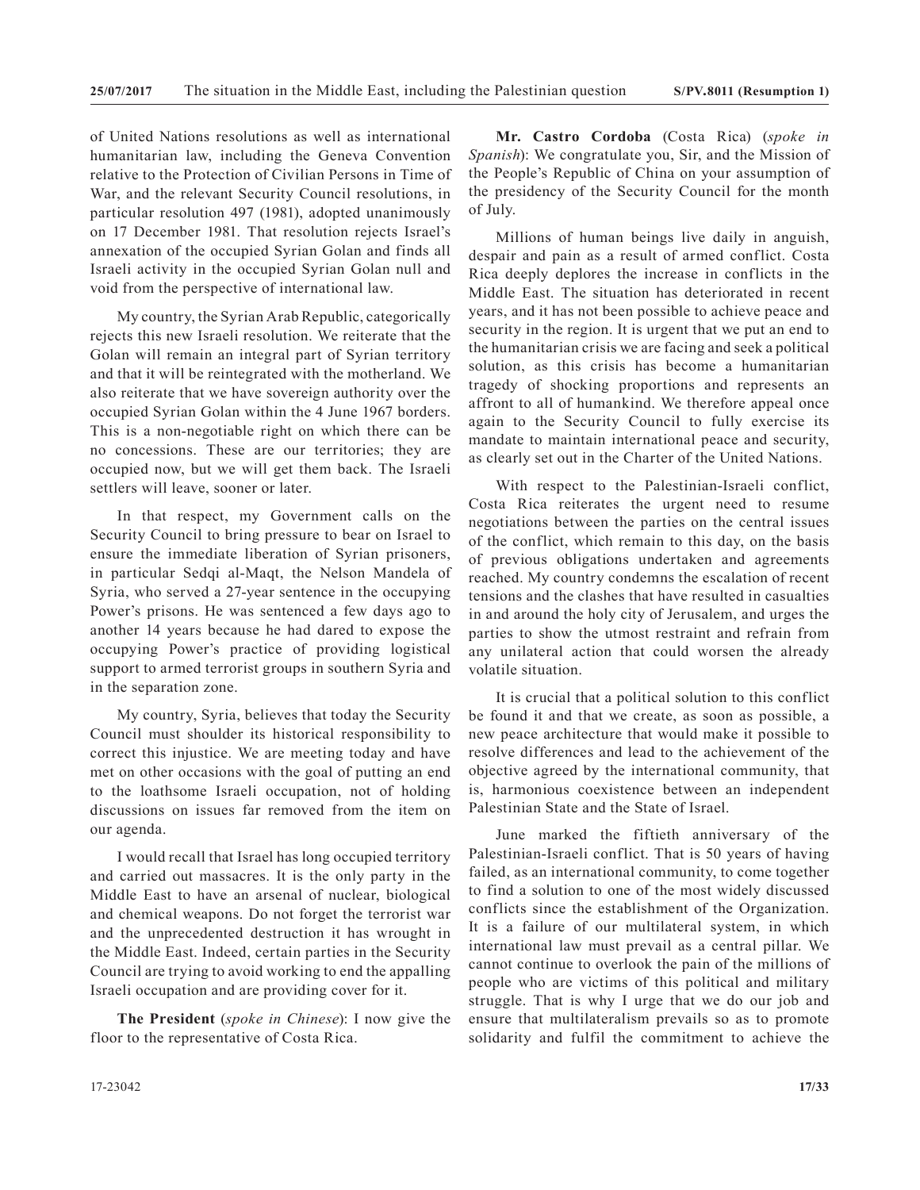of United Nations resolutions as well as international humanitarian law, including the Geneva Convention relative to the Protection of Civilian Persons in Time of War, and the relevant Security Council resolutions, in particular resolution 497 (1981), adopted unanimously on 17 December 1981. That resolution rejects Israel's annexation of the occupied Syrian Golan and finds all Israeli activity in the occupied Syrian Golan null and void from the perspective of international law.

My country, the Syrian Arab Republic, categorically rejects this new Israeli resolution. We reiterate that the Golan will remain an integral part of Syrian territory and that it will be reintegrated with the motherland. We also reiterate that we have sovereign authority over the occupied Syrian Golan within the 4 June 1967 borders. This is a non-negotiable right on which there can be no concessions. These are our territories; they are occupied now, but we will get them back. The Israeli settlers will leave, sooner or later.

In that respect, my Government calls on the Security Council to bring pressure to bear on Israel to ensure the immediate liberation of Syrian prisoners, in particular Sedqi al-Maqt, the Nelson Mandela of Syria, who served a 27-year sentence in the occupying Power's prisons. He was sentenced a few days ago to another 14 years because he had dared to expose the occupying Power's practice of providing logistical support to armed terrorist groups in southern Syria and in the separation zone.

My country, Syria, believes that today the Security Council must shoulder its historical responsibility to correct this injustice. We are meeting today and have met on other occasions with the goal of putting an end to the loathsome Israeli occupation, not of holding discussions on issues far removed from the item on our agenda.

I would recall that Israel has long occupied territory and carried out massacres. It is the only party in the Middle East to have an arsenal of nuclear, biological and chemical weapons. Do not forget the terrorist war and the unprecedented destruction it has wrought in the Middle East. Indeed, certain parties in the Security Council are trying to avoid working to end the appalling Israeli occupation and are providing cover for it.

**The President** (*spoke in Chinese*): I now give the floor to the representative of Costa Rica.

**Mr. Castro Cordoba** (Costa Rica) (*spoke in Spanish*): We congratulate you, Sir, and the Mission of the People's Republic of China on your assumption of the presidency of the Security Council for the month of July.

Millions of human beings live daily in anguish, despair and pain as a result of armed conflict. Costa Rica deeply deplores the increase in conflicts in the Middle East. The situation has deteriorated in recent years, and it has not been possible to achieve peace and security in the region. It is urgent that we put an end to the humanitarian crisis we are facing and seek a political solution, as this crisis has become a humanitarian tragedy of shocking proportions and represents an affront to all of humankind. We therefore appeal once again to the Security Council to fully exercise its mandate to maintain international peace and security, as clearly set out in the Charter of the United Nations.

With respect to the Palestinian-Israeli conflict, Costa Rica reiterates the urgent need to resume negotiations between the parties on the central issues of the conflict, which remain to this day, on the basis of previous obligations undertaken and agreements reached. My country condemns the escalation of recent tensions and the clashes that have resulted in casualties in and around the holy city of Jerusalem, and urges the parties to show the utmost restraint and refrain from any unilateral action that could worsen the already volatile situation.

It is crucial that a political solution to this conflict be found it and that we create, as soon as possible, a new peace architecture that would make it possible to resolve differences and lead to the achievement of the objective agreed by the international community, that is, harmonious coexistence between an independent Palestinian State and the State of Israel.

June marked the fiftieth anniversary of the Palestinian-Israeli conflict. That is 50 years of having failed, as an international community, to come together to find a solution to one of the most widely discussed conflicts since the establishment of the Organization. It is a failure of our multilateral system, in which international law must prevail as a central pillar. We cannot continue to overlook the pain of the millions of people who are victims of this political and military struggle. That is why I urge that we do our job and ensure that multilateralism prevails so as to promote solidarity and fulfil the commitment to achieve the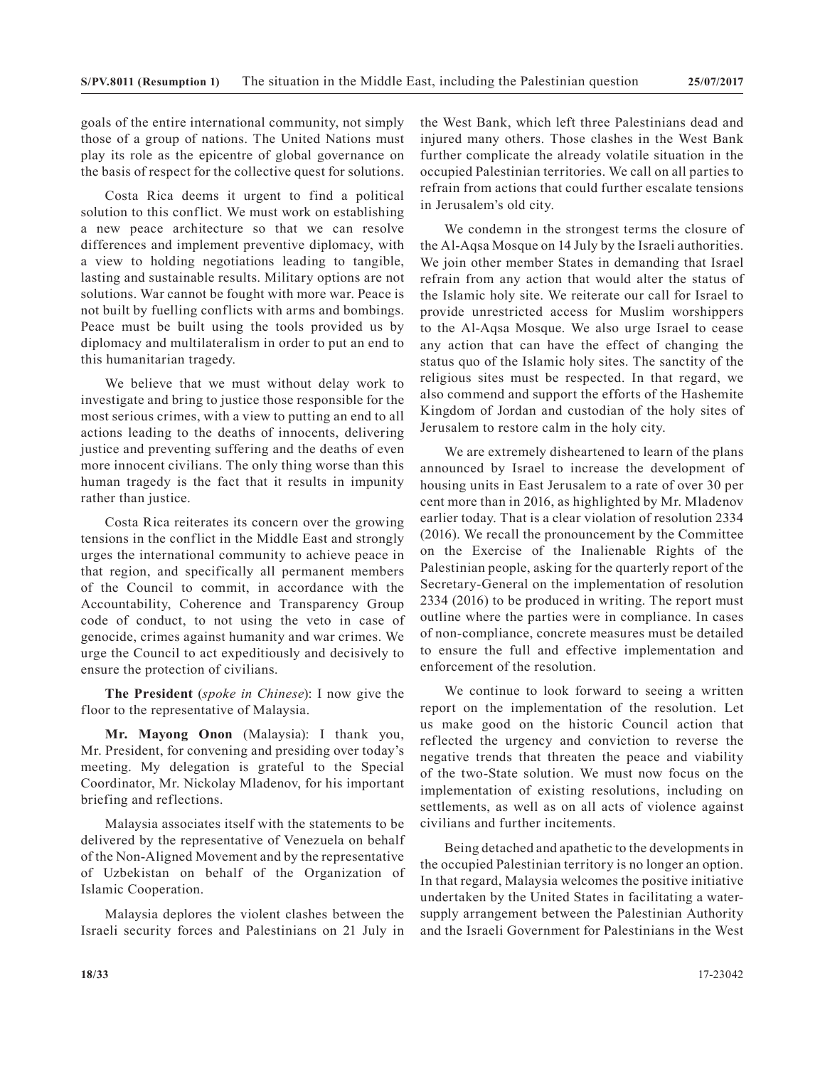goals of the entire international community, not simply those of a group of nations. The United Nations must play its role as the epicentre of global governance on the basis of respect for the collective quest for solutions.

Costa Rica deems it urgent to find a political solution to this conflict. We must work on establishing a new peace architecture so that we can resolve differences and implement preventive diplomacy, with a view to holding negotiations leading to tangible, lasting and sustainable results. Military options are not solutions. War cannot be fought with more war. Peace is not built by fuelling conflicts with arms and bombings. Peace must be built using the tools provided us by diplomacy and multilateralism in order to put an end to this humanitarian tragedy.

We believe that we must without delay work to investigate and bring to justice those responsible for the most serious crimes, with a view to putting an end to all actions leading to the deaths of innocents, delivering justice and preventing suffering and the deaths of even more innocent civilians. The only thing worse than this human tragedy is the fact that it results in impunity rather than justice.

Costa Rica reiterates its concern over the growing tensions in the conflict in the Middle East and strongly urges the international community to achieve peace in that region, and specifically all permanent members of the Council to commit, in accordance with the Accountability, Coherence and Transparency Group code of conduct, to not using the veto in case of genocide, crimes against humanity and war crimes. We urge the Council to act expeditiously and decisively to ensure the protection of civilians.

**The President** (*spoke in Chinese*): I now give the floor to the representative of Malaysia.

**Mr. Mayong Onon** (Malaysia): I thank you, Mr. President, for convening and presiding over today's meeting. My delegation is grateful to the Special Coordinator, Mr. Nickolay Mladenov, for his important briefing and reflections.

Malaysia associates itself with the statements to be delivered by the representative of Venezuela on behalf of the Non-Aligned Movement and by the representative of Uzbekistan on behalf of the Organization of Islamic Cooperation.

Malaysia deplores the violent clashes between the Israeli security forces and Palestinians on 21 July in the West Bank, which left three Palestinians dead and injured many others. Those clashes in the West Bank further complicate the already volatile situation in the occupied Palestinian territories. We call on all parties to refrain from actions that could further escalate tensions in Jerusalem's old city.

We condemn in the strongest terms the closure of the Al-Aqsa Mosque on 14 July by the Israeli authorities. We join other member States in demanding that Israel refrain from any action that would alter the status of the Islamic holy site. We reiterate our call for Israel to provide unrestricted access for Muslim worshippers to the Al-Aqsa Mosque. We also urge Israel to cease any action that can have the effect of changing the status quo of the Islamic holy sites. The sanctity of the religious sites must be respected. In that regard, we also commend and support the efforts of the Hashemite Kingdom of Jordan and custodian of the holy sites of Jerusalem to restore calm in the holy city.

We are extremely disheartened to learn of the plans announced by Israel to increase the development of housing units in East Jerusalem to a rate of over 30 per cent more than in 2016, as highlighted by Mr. Mladenov earlier today. That is a clear violation of resolution 2334 (2016). We recall the pronouncement by the Committee on the Exercise of the Inalienable Rights of the Palestinian people, asking for the quarterly report of the Secretary-General on the implementation of resolution 2334 (2016) to be produced in writing. The report must outline where the parties were in compliance. In cases of non-compliance, concrete measures must be detailed to ensure the full and effective implementation and enforcement of the resolution.

We continue to look forward to seeing a written report on the implementation of the resolution. Let us make good on the historic Council action that reflected the urgency and conviction to reverse the negative trends that threaten the peace and viability of the two-State solution. We must now focus on the implementation of existing resolutions, including on settlements, as well as on all acts of violence against civilians and further incitements.

Being detached and apathetic to the developments in the occupied Palestinian territory is no longer an option. In that regard, Malaysia welcomes the positive initiative undertaken by the United States in facilitating a water-supply arrangement between the Palestinian Authority and the Israeli Government for Palestinians in the West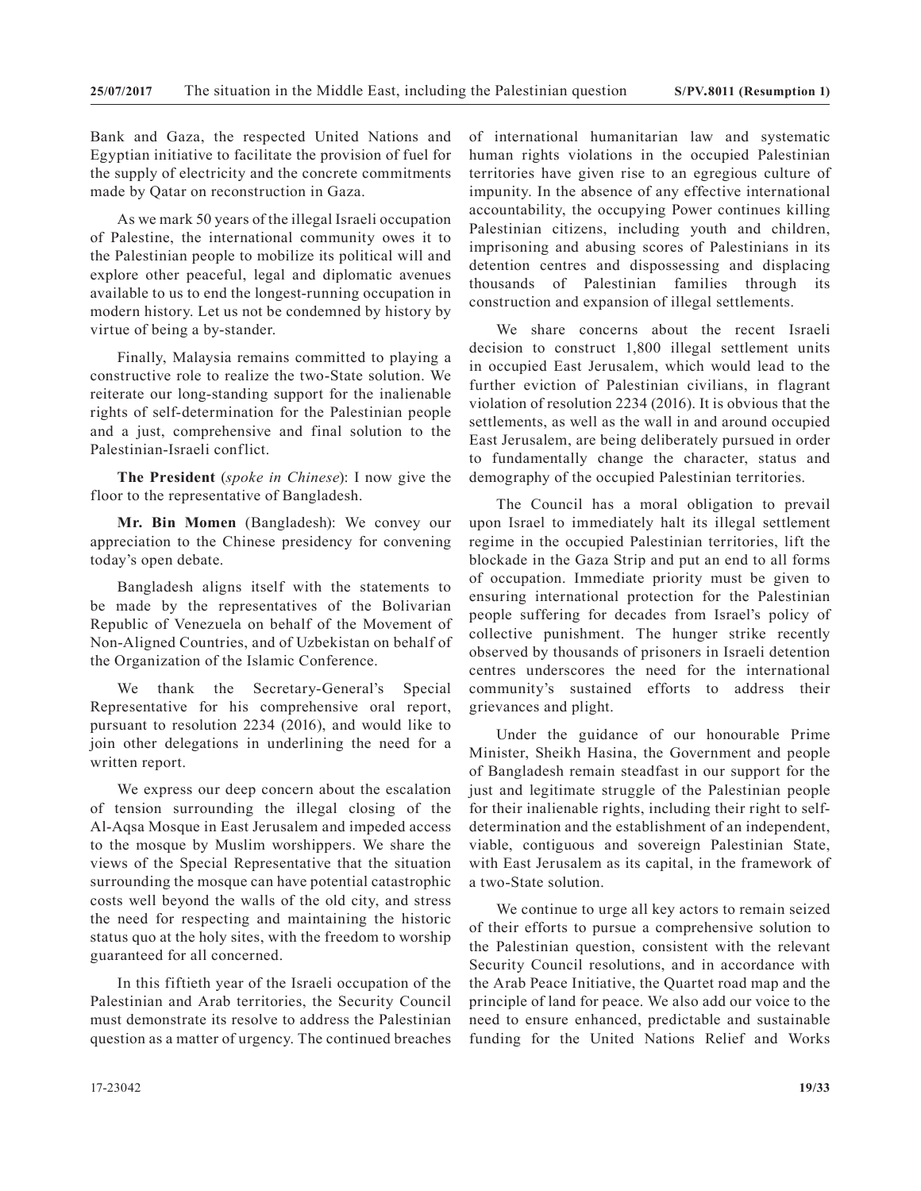Bank and Gaza, the respected United Nations and Egyptian initiative to facilitate the provision of fuel for the supply of electricity and the concrete commitments made by Qatar on reconstruction in Gaza.

As we mark 50 years of the illegal Israeli occupation of Palestine, the international community owes it to the Palestinian people to mobilize its political will and explore other peaceful, legal and diplomatic avenues available to us to end the longest-running occupation in modern history. Let us not be condemned by history by virtue of being a by-stander.

Finally, Malaysia remains committed to playing a constructive role to realize the two-State solution. We reiterate our long-standing support for the inalienable rights of self-determination for the Palestinian people and a just, comprehensive and final solution to the Palestinian-Israeli conflict.

**The President** (*spoke in Chinese*): I now give the floor to the representative of Bangladesh.

**Mr. Bin Momen** (Bangladesh): We convey our appreciation to the Chinese presidency for convening today's open debate.

Bangladesh aligns itself with the statements to be made by the representatives of the Bolivarian Republic of Venezuela on behalf of the Movement of Non-Aligned Countries, and of Uzbekistan on behalf of the Organization of the Islamic Conference.

We thank the Secretary-General's Special Representative for his comprehensive oral report, pursuant to resolution 2234 (2016), and would like to join other delegations in underlining the need for a written report.

We express our deep concern about the escalation of tension surrounding the illegal closing of the Al-Aqsa Mosque in East Jerusalem and impeded access to the mosque by Muslim worshippers. We share the views of the Special Representative that the situation surrounding the mosque can have potential catastrophic costs well beyond the walls of the old city, and stress the need for respecting and maintaining the historic status quo at the holy sites, with the freedom to worship guaranteed for all concerned.

In this fiftieth year of the Israeli occupation of the Palestinian and Arab territories, the Security Council must demonstrate its resolve to address the Palestinian question as a matter of urgency. The continued breaches of international humanitarian law and systematic human rights violations in the occupied Palestinian territories have given rise to an egregious culture of impunity. In the absence of any effective international accountability, the occupying Power continues killing Palestinian citizens, including youth and children, imprisoning and abusing scores of Palestinians in its detention centres and dispossessing and displacing thousands of Palestinian families through its construction and expansion of illegal settlements.

We share concerns about the recent Israeli decision to construct 1,800 illegal settlement units in occupied East Jerusalem, which would lead to the further eviction of Palestinian civilians, in flagrant violation of resolution 2234 (2016). It is obvious that the settlements, as well as the wall in and around occupied East Jerusalem, are being deliberately pursued in order to fundamentally change the character, status and demography of the occupied Palestinian territories.

The Council has a moral obligation to prevail upon Israel to immediately halt its illegal settlement regime in the occupied Palestinian territories, lift the blockade in the Gaza Strip and put an end to all forms of occupation. Immediate priority must be given to ensuring international protection for the Palestinian people suffering for decades from Israel's policy of collective punishment. The hunger strike recently observed by thousands of prisoners in Israeli detention centres underscores the need for the international community's sustained efforts to address their grievances and plight.

Under the guidance of our honourable Prime Minister, Sheikh Hasina, the Government and people of Bangladesh remain steadfast in our support for the just and legitimate struggle of the Palestinian people for their inalienable rights, including their right to self-determination and the establishment of an independent, viable, contiguous and sovereign Palestinian State, with East Jerusalem as its capital, in the framework of a two-State solution.

We continue to urge all key actors to remain seized of their efforts to pursue a comprehensive solution to the Palestinian question, consistent with the relevant Security Council resolutions, and in accordance with the Arab Peace Initiative, the Quartet road map and the principle of land for peace. We also add our voice to the need to ensure enhanced, predictable and sustainable funding for the United Nations Relief and Works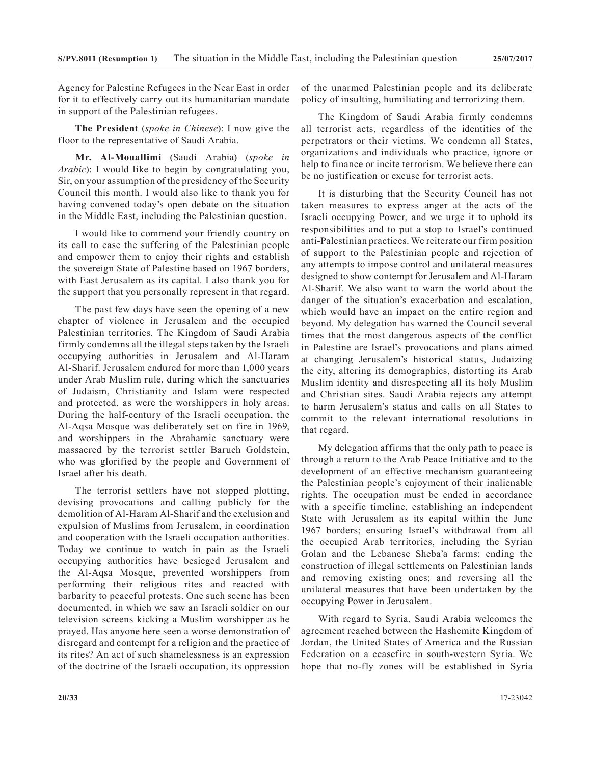Agency for Palestine Refugees in the Near East in order for it to effectively carry out its humanitarian mandate in support of the Palestinian refugees.

**The President** (*spoke in Chinese*): I now give the floor to the representative of Saudi Arabia.

**Mr. Al-Mouallimi** (Saudi Arabia) (*spoke in Arabic*): I would like to begin by congratulating you, Sir, on your assumption of the presidency of the Security Council this month. I would also like to thank you for having convened today's open debate on the situation in the Middle East, including the Palestinian question.

I would like to commend your friendly country on its call to ease the suffering of the Palestinian people and empower them to enjoy their rights and establish the sovereign State of Palestine based on 1967 borders, with East Jerusalem as its capital. I also thank you for the support that you personally represent in that regard.

The past few days have seen the opening of a new chapter of violence in Jerusalem and the occupied Palestinian territories. The Kingdom of Saudi Arabia firmly condemns all the illegal steps taken by the Israeli occupying authorities in Jerusalem and Al-Haram Al-Sharif. Jerusalem endured for more than 1,000 years under Arab Muslim rule, during which the sanctuaries of Judaism, Christianity and Islam were respected and protected, as were the worshippers in holy areas. During the half-century of the Israeli occupation, the Al-Aqsa Mosque was deliberately set on fire in 1969, and worshippers in the Abrahamic sanctuary were massacred by the terrorist settler Baruch Goldstein, who was glorified by the people and Government of Israel after his death.

The terrorist settlers have not stopped plotting, devising provocations and calling publicly for the demolition of Al-Haram Al-Sharif and the exclusion and expulsion of Muslims from Jerusalem, in coordination and cooperation with the Israeli occupation authorities. Today we continue to watch in pain as the Israeli occupying authorities have besieged Jerusalem and the Al-Aqsa Mosque, prevented worshippers from performing their religious rites and reacted with barbarity to peaceful protests. One such scene has been documented, in which we saw an Israeli soldier on our television screens kicking a Muslim worshipper as he prayed. Has anyone here seen a worse demonstration of disregard and contempt for a religion and the practice of its rites? An act of such shamelessness is an expression of the doctrine of the Israeli occupation, its oppression of the unarmed Palestinian people and its deliberate policy of insulting, humiliating and terrorizing them.

The Kingdom of Saudi Arabia firmly condemns all terrorist acts, regardless of the identities of the perpetrators or their victims. We condemn all States, organizations and individuals who practice, ignore or help to finance or incite terrorism. We believe there can be no justification or excuse for terrorist acts.

It is disturbing that the Security Council has not taken measures to express anger at the acts of the Israeli occupying Power, and we urge it to uphold its responsibilities and to put a stop to Israel's continued anti-Palestinian practices. We reiterate our firm position of support to the Palestinian people and rejection of any attempts to impose control and unilateral measures designed to show contempt for Jerusalem and Al-Haram Al-Sharif. We also want to warn the world about the danger of the situation's exacerbation and escalation, which would have an impact on the entire region and beyond. My delegation has warned the Council several times that the most dangerous aspects of the conflict in Palestine are Israel's provocations and plans aimed at changing Jerusalem's historical status, Judaizing the city, altering its demographics, distorting its Arab Muslim identity and disrespecting all its holy Muslim and Christian sites. Saudi Arabia rejects any attempt to harm Jerusalem's status and calls on all States to commit to the relevant international resolutions in that regard.

My delegation affirms that the only path to peace is through a return to the Arab Peace Initiative and to the development of an effective mechanism guaranteeing the Palestinian people's enjoyment of their inalienable rights. The occupation must be ended in accordance with a specific timeline, establishing an independent State with Jerusalem as its capital within the June 1967 borders; ensuring Israel's withdrawal from all the occupied Arab territories, including the Syrian Golan and the Lebanese Sheba'a farms; ending the construction of illegal settlements on Palestinian lands and removing existing ones; and reversing all the unilateral measures that have been undertaken by the occupying Power in Jerusalem.

With regard to Syria, Saudi Arabia welcomes the agreement reached between the Hashemite Kingdom of Jordan, the United States of America and the Russian Federation on a ceasefire in south-western Syria. We hope that no-fly zones will be established in Syria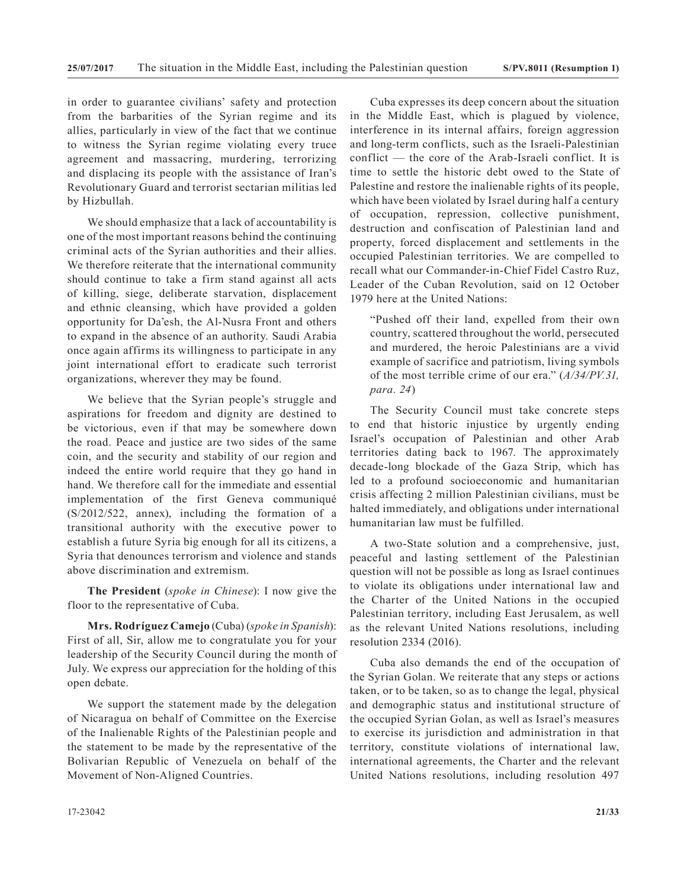in order to guarantee civilians' safety and protection from the barbarities of the Syrian regime and its allies, particularly in view of the fact that we continue to witness the Syrian regime violating every truce agreement and massacring, murdering, terrorizing and displacing its people with the assistance of Iran's Revolutionary Guard and terrorist sectarian militias led by Hizbullah.

We should emphasize that a lack of accountability is one of the most important reasons behind the continuing criminal acts of the Syrian authorities and their allies. We therefore reiterate that the international community should continue to take a firm stand against all acts of killing, siege, deliberate starvation, displacement and ethnic cleansing, which have provided a golden opportunity for Da'esh, the Al-Nusra Front and others to expand in the absence of an authority. Saudi Arabia once again affirms its willingness to participate in any joint international effort to eradicate such terrorist organizations, wherever they may be found.

We believe that the Syrian people's struggle and aspirations for freedom and dignity are destined to be victorious, even if that may be somewhere down the road. Peace and justice are two sides of the same coin, and the security and stability of our region and indeed the entire world require that they go hand in hand. We therefore call for the immediate and essential implementation of the first Geneva communiqué (S/2012/522, annex), including the formation of a transitional authority with the executive power to establish a future Syria big enough for all its citizens, a Syria that denounces terrorism and violence and stands above discrimination and extremism.

**The President** (*spoke in Chinese*): I now give the floor to the representative of Cuba.

**Mrs. Rodríguez Camejo** (Cuba) (*spoke in Spanish*): First of all, Sir, allow me to congratulate you for your leadership of the Security Council during the month of July. We express our appreciation for the holding of this open debate.

We support the statement made by the delegation of Nicaragua on behalf of Committee on the Exercise of the Inalienable Rights of the Palestinian people and the statement to be made by the representative of the Bolivarian Republic of Venezuela on behalf of the Movement of Non-Aligned Countries.

Cuba expresses its deep concern about the situation in the Middle East, which is plagued by violence, interference in its internal affairs, foreign aggression and long-term conflicts, such as the Israeli-Palestinian conflict — the core of the Arab-Israeli conflict. It is time to settle the historic debt owed to the State of Palestine and restore the inalienable rights of its people, which have been violated by Israel during half a century of occupation, repression, collective punishment, destruction and confiscation of Palestinian land and property, forced displacement and settlements in the occupied Palestinian territories. We are compelled to recall what our Commander-in-Chief Fidel Castro Ruz, Leader of the Cuban Revolution, said on 12 October 1979 here at the United Nations:

> "Pushed off their land, expelled from their own country, scattered throughout the world, persecuted and murdered, the heroic Palestinians are a vivid example of sacrifice and patriotism, living symbols of the most terrible crime of our era." (*A/34/PV.31, para. 24*)

The Security Council must take concrete steps to end that historic injustice by urgently ending Israel's occupation of Palestinian and other Arab territories dating back to 1967. The approximately decade-long blockade of the Gaza Strip, which has led to a profound socioeconomic and humanitarian crisis affecting 2 million Palestinian civilians, must be halted immediately, and obligations under international humanitarian law must be fulfilled.

A two-State solution and a comprehensive, just, peaceful and lasting settlement of the Palestinian question will not be possible as long as Israel continues to violate its obligations under international law and the Charter of the United Nations in the occupied Palestinian territory, including East Jerusalem, as well as the relevant United Nations resolutions, including resolution 2334 (2016).

Cuba also demands the end of the occupation of the Syrian Golan. We reiterate that any steps or actions taken, or to be taken, so as to change the legal, physical and demographic status and institutional structure of the occupied Syrian Golan, as well as Israel's measures to exercise its jurisdiction and administration in that territory, constitute violations of international law, international agreements, the Charter and the relevant United Nations resolutions, including resolution 497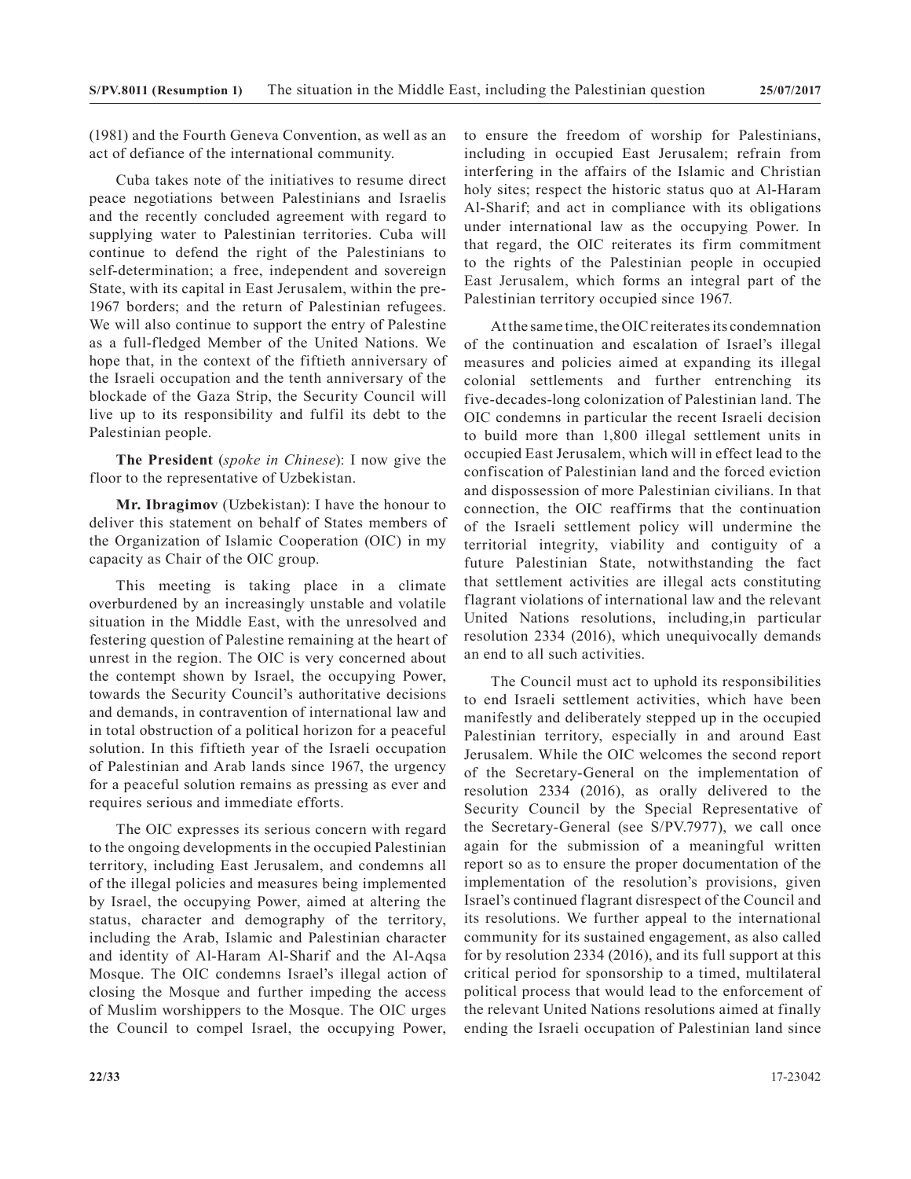(1981) and the Fourth Geneva Convention, as well as an act of defiance of the international community.

Cuba takes note of the initiatives to resume direct peace negotiations between Palestinians and Israelis and the recently concluded agreement with regard to supplying water to Palestinian territories. Cuba will continue to defend the right of the Palestinians to self-determination; a free, independent and sovereign State, with its capital in East Jerusalem, within the pre-1967 borders; and the return of Palestinian refugees. We will also continue to support the entry of Palestine as a full-fledged Member of the United Nations. We hope that, in the context of the fiftieth anniversary of the Israeli occupation and the tenth anniversary of the blockade of the Gaza Strip, the Security Council will live up to its responsibility and fulfil its debt to the Palestinian people.

**The President** (*spoke in Chinese*): I now give the floor to the representative of Uzbekistan.

**Mr. Ibragimov** (Uzbekistan): I have the honour to deliver this statement on behalf of States members of the Organization of Islamic Cooperation (OIC) in my capacity as Chair of the OIC group.

This meeting is taking place in a climate overburdened by an increasingly unstable and volatile situation in the Middle East, with the unresolved and festering question of Palestine remaining at the heart of unrest in the region. The OIC is very concerned about the contempt shown by Israel, the occupying Power, towards the Security Council's authoritative decisions and demands, in contravention of international law and in total obstruction of a political horizon for a peaceful solution. In this fiftieth year of the Israeli occupation of Palestinian and Arab lands since 1967, the urgency for a peaceful solution remains as pressing as ever and requires serious and immediate efforts.

The OIC expresses its serious concern with regard to the ongoing developments in the occupied Palestinian territory, including East Jerusalem, and condemns all of the illegal policies and measures being implemented by Israel, the occupying Power, aimed at altering the status, character and demography of the territory, including the Arab, Islamic and Palestinian character and identity of Al-Haram Al-Sharif and the Al-Aqsa Mosque. The OIC condemns Israel's illegal action of closing the Mosque and further impeding the access of Muslim worshippers to the Mosque. The OIC urges the Council to compel Israel, the occupying Power, to ensure the freedom of worship for Palestinians, including in occupied East Jerusalem; refrain from interfering in the affairs of the Islamic and Christian holy sites; respect the historic status quo at Al-Haram Al-Sharif; and act in compliance with its obligations under international law as the occupying Power. In that regard, the OIC reiterates its firm commitment to the rights of the Palestinian people in occupied East Jerusalem, which forms an integral part of the Palestinian territory occupied since 1967.

At the same time, the OIC reiterates its condemnation of the continuation and escalation of Israel's illegal measures and policies aimed at expanding its illegal colonial settlements and further entrenching its five-decades-long colonization of Palestinian land. The OIC condemns in particular the recent Israeli decision to build more than 1,800 illegal settlement units in occupied East Jerusalem, which will in effect lead to the confiscation of Palestinian land and the forced eviction and dispossession of more Palestinian civilians. In that connection, the OIC reaffirms that the continuation of the Israeli settlement policy will undermine the territorial integrity, viability and contiguity of a future Palestinian State, notwithstanding the fact that settlement activities are illegal acts constituting flagrant violations of international law and the relevant United Nations resolutions, including,in particular resolution 2334 (2016), which unequivocally demands an end to all such activities.

The Council must act to uphold its responsibilities to end Israeli settlement activities, which have been manifestly and deliberately stepped up in the occupied Palestinian territory, especially in and around East Jerusalem. While the OIC welcomes the second report of the Secretary-General on the implementation of resolution 2334 (2016), as orally delivered to the Security Council by the Special Representative of the Secretary-General (see S/PV.7977), we call once again for the submission of a meaningful written report so as to ensure the proper documentation of the implementation of the resolution's provisions, given Israel's continued flagrant disrespect of the Council and its resolutions. We further appeal to the international community for its sustained engagement, as also called for by resolution 2334 (2016), and its full support at this critical period for sponsorship to a timed, multilateral political process that would lead to the enforcement of the relevant United Nations resolutions aimed at finally ending the Israeli occupation of Palestinian land since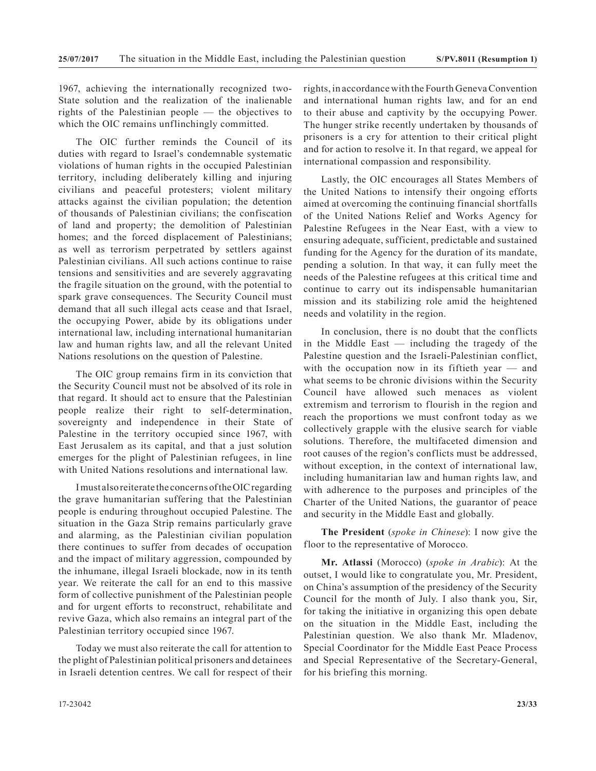1967, achieving the internationally recognized two-State solution and the realization of the inalienable rights of the Palestinian people — the objectives to which the OIC remains unflinchingly committed.

The OIC further reminds the Council of its duties with regard to Israel's condemnable systematic violations of human rights in the occupied Palestinian territory, including deliberately killing and injuring civilians and peaceful protesters; violent military attacks against the civilian population; the detention of thousands of Palestinian civilians; the confiscation of land and property; the demolition of Palestinian homes; and the forced displacement of Palestinians; as well as terrorism perpetrated by settlers against Palestinian civilians. All such actions continue to raise tensions and sensitivities and are severely aggravating the fragile situation on the ground, with the potential to spark grave consequences. The Security Council must demand that all such illegal acts cease and that Israel, the occupying Power, abide by its obligations under international law, including international humanitarian law and human rights law, and all the relevant United Nations resolutions on the question of Palestine.

The OIC group remains firm in its conviction that the Security Council must not be absolved of its role in that regard. It should act to ensure that the Palestinian people realize their right to self-determination, sovereignty and independence in their State of Palestine in the territory occupied since 1967, with East Jerusalem as its capital, and that a just solution emerges for the plight of Palestinian refugees, in line with United Nations resolutions and international law.

I must also reiterate the concerns of the OIC regarding the grave humanitarian suffering that the Palestinian people is enduring throughout occupied Palestine. The situation in the Gaza Strip remains particularly grave and alarming, as the Palestinian civilian population there continues to suffer from decades of occupation and the impact of military aggression, compounded by the inhumane, illegal Israeli blockade, now in its tenth year. We reiterate the call for an end to this massive form of collective punishment of the Palestinian people and for urgent efforts to reconstruct, rehabilitate and revive Gaza, which also remains an integral part of the Palestinian territory occupied since 1967.

Today we must also reiterate the call for attention to the plight of Palestinian political prisoners and detainees in Israeli detention centres. We call for respect of their rights, in accordance with the Fourth Geneva Convention and international human rights law, and for an end to their abuse and captivity by the occupying Power. The hunger strike recently undertaken by thousands of prisoners is a cry for attention to their critical plight and for action to resolve it. In that regard, we appeal for international compassion and responsibility.

Lastly, the OIC encourages all States Members of the United Nations to intensify their ongoing efforts aimed at overcoming the continuing financial shortfalls of the United Nations Relief and Works Agency for Palestine Refugees in the Near East, with a view to ensuring adequate, sufficient, predictable and sustained funding for the Agency for the duration of its mandate, pending a solution. In that way, it can fully meet the needs of the Palestine refugees at this critical time and continue to carry out its indispensable humanitarian mission and its stabilizing role amid the heightened needs and volatility in the region.

In conclusion, there is no doubt that the conflicts in the Middle East — including the tragedy of the Palestine question and the Israeli-Palestinian conflict, with the occupation now in its fiftieth year — and what seems to be chronic divisions within the Security Council have allowed such menaces as violent extremism and terrorism to flourish in the region and reach the proportions we must confront today as we collectively grapple with the elusive search for viable solutions. Therefore, the multifaceted dimension and root causes of the region's conflicts must be addressed, without exception, in the context of international law, including humanitarian law and human rights law, and with adherence to the purposes and principles of the Charter of the United Nations, the guarantor of peace and security in the Middle East and globally.

**The President** (*spoke in Chinese*): I now give the floor to the representative of Morocco.

**Mr. Atlassi** (Morocco) (*spoke in Arabic*): At the outset, I would like to congratulate you, Mr. President, on China's assumption of the presidency of the Security Council for the month of July. I also thank you, Sir, for taking the initiative in organizing this open debate on the situation in the Middle East, including the Palestinian question. We also thank Mr. Mladenov, Special Coordinator for the Middle East Peace Process and Special Representative of the Secretary-General, for his briefing this morning.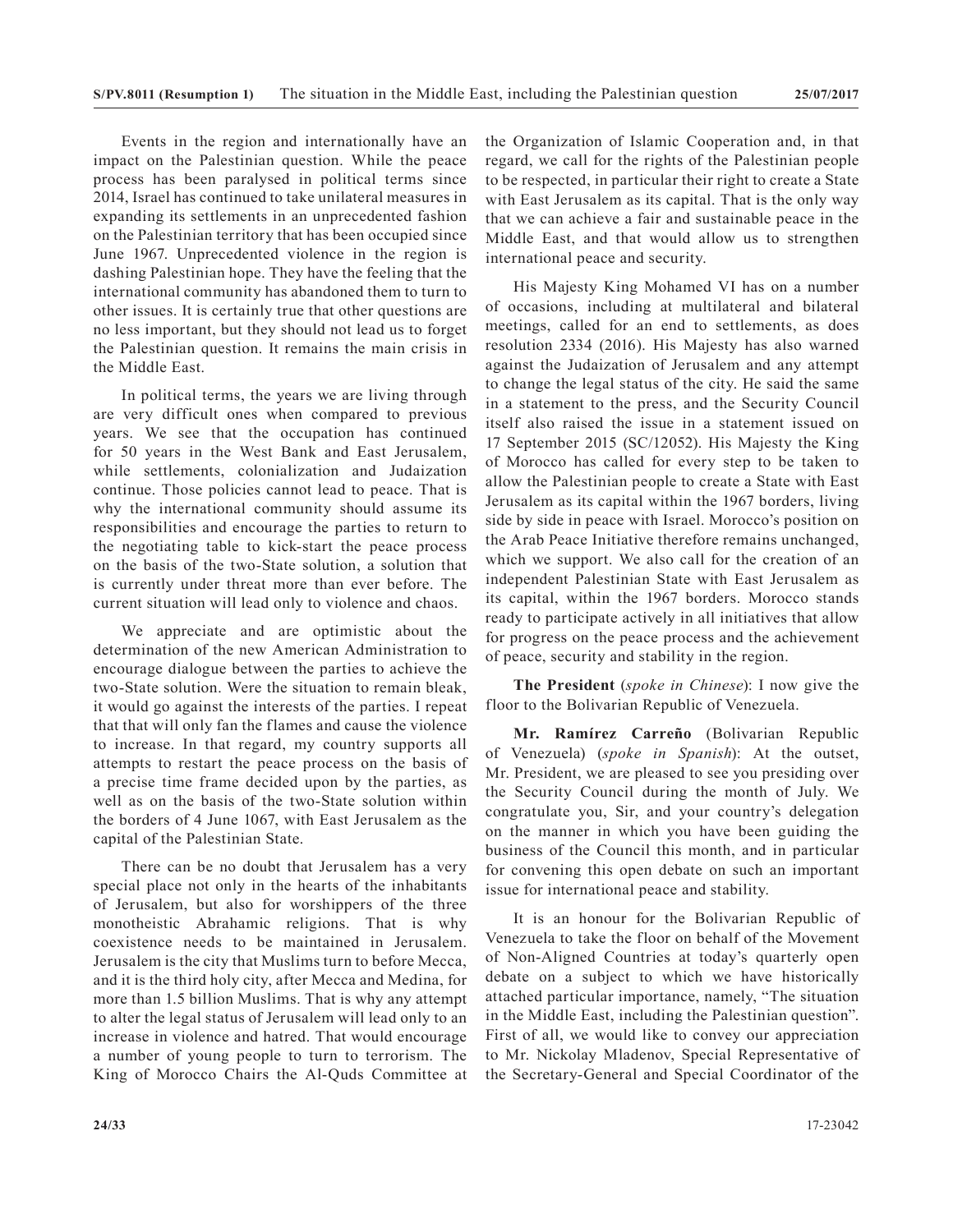Events in the region and internationally have an impact on the Palestinian question. While the peace process has been paralysed in political terms since 2014, Israel has continued to take unilateral measures in expanding its settlements in an unprecedented fashion on the Palestinian territory that has been occupied since June 1967. Unprecedented violence in the region is dashing Palestinian hope. They have the feeling that the international community has abandoned them to turn to other issues. It is certainly true that other questions are no less important, but they should not lead us to forget the Palestinian question. It remains the main crisis in the Middle East.

In political terms, the years we are living through are very difficult ones when compared to previous years. We see that the occupation has continued for 50 years in the West Bank and East Jerusalem, while settlements, colonialization and Judaization continue. Those policies cannot lead to peace. That is why the international community should assume its responsibilities and encourage the parties to return to the negotiating table to kick-start the peace process on the basis of the two-State solution, a solution that is currently under threat more than ever before. The current situation will lead only to violence and chaos.

We appreciate and are optimistic about the determination of the new American Administration to encourage dialogue between the parties to achieve the two-State solution. Were the situation to remain bleak, it would go against the interests of the parties. I repeat that that will only fan the flames and cause the violence to increase. In that regard, my country supports all attempts to restart the peace process on the basis of a precise time frame decided upon by the parties, as well as on the basis of the two-State solution within the borders of 4 June 1067, with East Jerusalem as the capital of the Palestinian State.

There can be no doubt that Jerusalem has a very special place not only in the hearts of the inhabitants of Jerusalem, but also for worshippers of the three monotheistic Abrahamic religions. That is why coexistence needs to be maintained in Jerusalem. Jerusalem is the city that Muslims turn to before Mecca, and it is the third holy city, after Mecca and Medina, for more than 1.5 billion Muslims. That is why any attempt to alter the legal status of Jerusalem will lead only to an increase in violence and hatred. That would encourage a number of young people to turn to terrorism. The King of Morocco Chairs the Al-Quds Committee at the Organization of Islamic Cooperation and, in that regard, we call for the rights of the Palestinian people to be respected, in particular their right to create a State with East Jerusalem as its capital. That is the only way that we can achieve a fair and sustainable peace in the Middle East, and that would allow us to strengthen international peace and security.

His Majesty King Mohamed VI has on a number of occasions, including at multilateral and bilateral meetings, called for an end to settlements, as does resolution 2334 (2016). His Majesty has also warned against the Judaization of Jerusalem and any attempt to change the legal status of the city. He said the same in a statement to the press, and the Security Council itself also raised the issue in a statement issued on 17 September 2015 (SC/12052). His Majesty the King of Morocco has called for every step to be taken to allow the Palestinian people to create a State with East Jerusalem as its capital within the 1967 borders, living side by side in peace with Israel. Morocco's position on the Arab Peace Initiative therefore remains unchanged, which we support. We also call for the creation of an independent Palestinian State with East Jerusalem as its capital, within the 1967 borders. Morocco stands ready to participate actively in all initiatives that allow for progress on the peace process and the achievement of peace, security and stability in the region.

**The President** (*spoke in Chinese*): I now give the floor to the Bolivarian Republic of Venezuela.

**Mr. Ramírez Carreño** (Bolivarian Republic of Venezuela) (*spoke in Spanish*): At the outset, Mr. President, we are pleased to see you presiding over the Security Council during the month of July. We congratulate you, Sir, and your country's delegation on the manner in which you have been guiding the business of the Council this month, and in particular for convening this open debate on such an important issue for international peace and stability.

It is an honour for the Bolivarian Republic of Venezuela to take the floor on behalf of the Movement of Non-Aligned Countries at today's quarterly open debate on a subject to which we have historically attached particular importance, namely, "The situation in the Middle East, including the Palestinian question". First of all, we would like to convey our appreciation to Mr. Nickolay Mladenov, Special Representative of the Secretary-General and Special Coordinator of the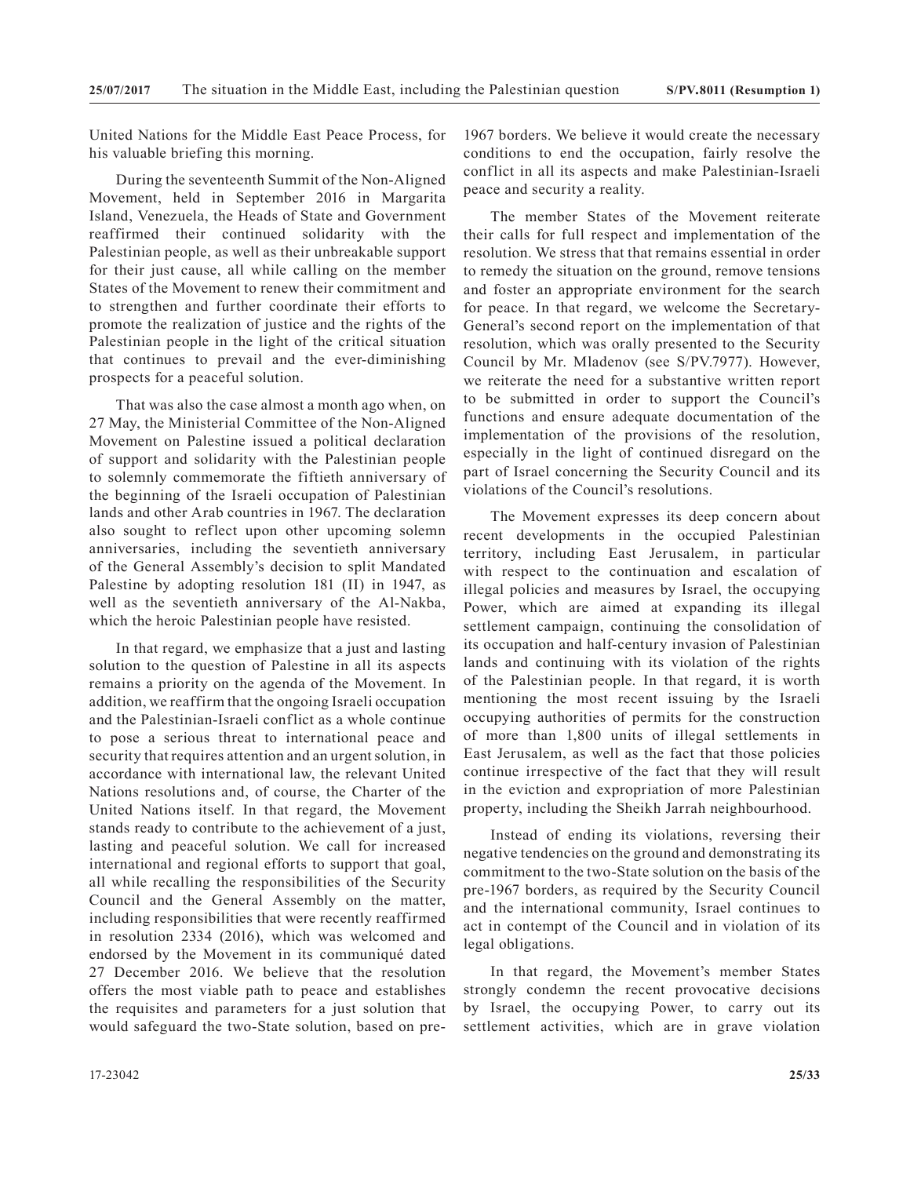United Nations for the Middle East Peace Process, for his valuable briefing this morning.

During the seventeenth Summit of the Non-Aligned Movement, held in September 2016 in Margarita Island, Venezuela, the Heads of State and Government reaffirmed their continued solidarity with the Palestinian people, as well as their unbreakable support for their just cause, all while calling on the member States of the Movement to renew their commitment and to strengthen and further coordinate their efforts to promote the realization of justice and the rights of the Palestinian people in the light of the critical situation that continues to prevail and the ever-diminishing prospects for a peaceful solution.

That was also the case almost a month ago when, on 27 May, the Ministerial Committee of the Non-Aligned Movement on Palestine issued a political declaration of support and solidarity with the Palestinian people to solemnly commemorate the fiftieth anniversary of the beginning of the Israeli occupation of Palestinian lands and other Arab countries in 1967. The declaration also sought to reflect upon other upcoming solemn anniversaries, including the seventieth anniversary of the General Assembly's decision to split Mandated Palestine by adopting resolution 181 (II) in 1947, as well as the seventieth anniversary of the Al-Nakba, which the heroic Palestinian people have resisted.

In that regard, we emphasize that a just and lasting solution to the question of Palestine in all its aspects remains a priority on the agenda of the Movement. In addition, we reaffirm that the ongoing Israeli occupation and the Palestinian-Israeli conflict as a whole continue to pose a serious threat to international peace and security that requires attention and an urgent solution, in accordance with international law, the relevant United Nations resolutions and, of course, the Charter of the United Nations itself. In that regard, the Movement stands ready to contribute to the achievement of a just, lasting and peaceful solution. We call for increased international and regional efforts to support that goal, all while recalling the responsibilities of the Security Council and the General Assembly on the matter, including responsibilities that were recently reaffirmed in resolution 2334 (2016), which was welcomed and endorsed by the Movement in its communiqué dated 27 December 2016. We believe that the resolution offers the most viable path to peace and establishes the requisites and parameters for a just solution that would safeguard the two-State solution, based on pre-1967 borders. We believe it would create the necessary conditions to end the occupation, fairly resolve the conflict in all its aspects and make Palestinian-Israeli peace and security a reality.

The member States of the Movement reiterate their calls for full respect and implementation of the resolution. We stress that that remains essential in order to remedy the situation on the ground, remove tensions and foster an appropriate environment for the search for peace. In that regard, we welcome the Secretary-General's second report on the implementation of that resolution, which was orally presented to the Security Council by Mr. Mladenov (see S/PV.7977). However, we reiterate the need for a substantive written report to be submitted in order to support the Council's functions and ensure adequate documentation of the implementation of the provisions of the resolution, especially in the light of continued disregard on the part of Israel concerning the Security Council and its violations of the Council's resolutions.

The Movement expresses its deep concern about recent developments in the occupied Palestinian territory, including East Jerusalem, in particular with respect to the continuation and escalation of illegal policies and measures by Israel, the occupying Power, which are aimed at expanding its illegal settlement campaign, continuing the consolidation of its occupation and half-century invasion of Palestinian lands and continuing with its violation of the rights of the Palestinian people. In that regard, it is worth mentioning the most recent issuing by the Israeli occupying authorities of permits for the construction of more than 1,800 units of illegal settlements in East Jerusalem, as well as the fact that those policies continue irrespective of the fact that they will result in the eviction and expropriation of more Palestinian property, including the Sheikh Jarrah neighbourhood.

Instead of ending its violations, reversing their negative tendencies on the ground and demonstrating its commitment to the two-State solution on the basis of the pre-1967 borders, as required by the Security Council and the international community, Israel continues to act in contempt of the Council and in violation of its legal obligations.

In that regard, the Movement's member States strongly condemn the recent provocative decisions by Israel, the occupying Power, to carry out its settlement activities, which are in grave violation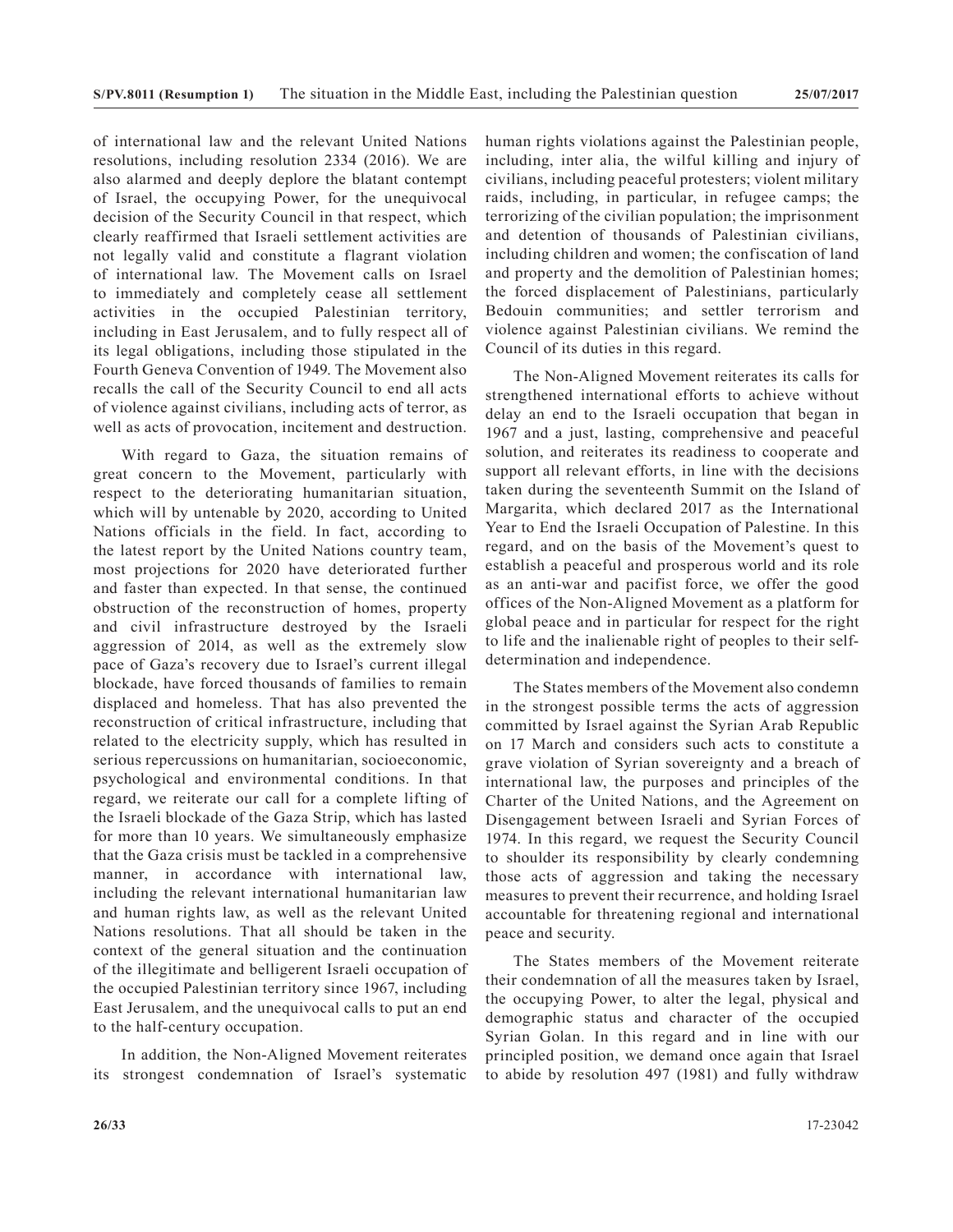of international law and the relevant United Nations resolutions, including resolution 2334 (2016). We are also alarmed and deeply deplore the blatant contempt of Israel, the occupying Power, for the unequivocal decision of the Security Council in that respect, which clearly reaffirmed that Israeli settlement activities are not legally valid and constitute a flagrant violation of international law. The Movement calls on Israel to immediately and completely cease all settlement activities in the occupied Palestinian territory, including in East Jerusalem, and to fully respect all of its legal obligations, including those stipulated in the Fourth Geneva Convention of 1949. The Movement also recalls the call of the Security Council to end all acts of violence against civilians, including acts of terror, as well as acts of provocation, incitement and destruction.

With regard to Gaza, the situation remains of great concern to the Movement, particularly with respect to the deteriorating humanitarian situation, which will by untenable by 2020, according to United Nations officials in the field. In fact, according to the latest report by the United Nations country team, most projections for 2020 have deteriorated further and faster than expected. In that sense, the continued obstruction of the reconstruction of homes, property and civil infrastructure destroyed by the Israeli aggression of 2014, as well as the extremely slow pace of Gaza's recovery due to Israel's current illegal blockade, have forced thousands of families to remain displaced and homeless. That has also prevented the reconstruction of critical infrastructure, including that related to the electricity supply, which has resulted in serious repercussions on humanitarian, socioeconomic, psychological and environmental conditions. In that regard, we reiterate our call for a complete lifting of the Israeli blockade of the Gaza Strip, which has lasted for more than 10 years. We simultaneously emphasize that the Gaza crisis must be tackled in a comprehensive manner, in accordance with international law, including the relevant international humanitarian law and human rights law, as well as the relevant United Nations resolutions. That all should be taken in the context of the general situation and the continuation of the illegitimate and belligerent Israeli occupation of the occupied Palestinian territory since 1967, including East Jerusalem, and the unequivocal calls to put an end to the half-century occupation.

In addition, the Non-Aligned Movement reiterates its strongest condemnation of Israel's systematic human rights violations against the Palestinian people, including, inter alia, the wilful killing and injury of civilians, including peaceful protesters; violent military raids, including, in particular, in refugee camps; the terrorizing of the civilian population; the imprisonment and detention of thousands of Palestinian civilians, including children and women; the confiscation of land and property and the demolition of Palestinian homes; the forced displacement of Palestinians, particularly Bedouin communities; and settler terrorism and violence against Palestinian civilians. We remind the Council of its duties in this regard.

The Non-Aligned Movement reiterates its calls for strengthened international efforts to achieve without delay an end to the Israeli occupation that began in 1967 and a just, lasting, comprehensive and peaceful solution, and reiterates its readiness to cooperate and support all relevant efforts, in line with the decisions taken during the seventeenth Summit on the Island of Margarita, which declared 2017 as the International Year to End the Israeli Occupation of Palestine. In this regard, and on the basis of the Movement's quest to establish a peaceful and prosperous world and its role as an anti-war and pacifist force, we offer the good offices of the Non-Aligned Movement as a platform for global peace and in particular for respect for the right to life and the inalienable right of peoples to their self-determination and independence.

The States members of the Movement also condemn in the strongest possible terms the acts of aggression committed by Israel against the Syrian Arab Republic on 17 March and considers such acts to constitute a grave violation of Syrian sovereignty and a breach of international law, the purposes and principles of the Charter of the United Nations, and the Agreement on Disengagement between Israeli and Syrian Forces of 1974. In this regard, we request the Security Council to shoulder its responsibility by clearly condemning those acts of aggression and taking the necessary measures to prevent their recurrence, and holding Israel accountable for threatening regional and international peace and security.

The States members of the Movement reiterate their condemnation of all the measures taken by Israel, the occupying Power, to alter the legal, physical and demographic status and character of the occupied Syrian Golan. In this regard and in line with our principled position, we demand once again that Israel to abide by resolution 497 (1981) and fully withdraw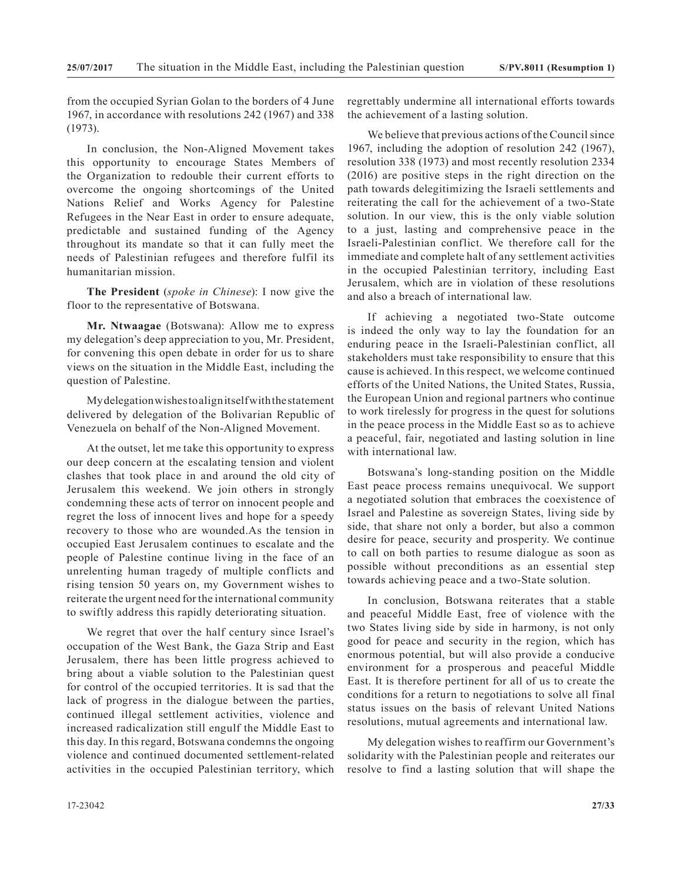from the occupied Syrian Golan to the borders of 4 June 1967, in accordance with resolutions 242 (1967) and 338 (1973).

In conclusion, the Non-Aligned Movement takes this opportunity to encourage States Members of the Organization to redouble their current efforts to overcome the ongoing shortcomings of the United Nations Relief and Works Agency for Palestine Refugees in the Near East in order to ensure adequate, predictable and sustained funding of the Agency throughout its mandate so that it can fully meet the needs of Palestinian refugees and therefore fulfil its humanitarian mission.

**The President** (*spoke in Chinese*): I now give the floor to the representative of Botswana.

**Mr. Ntwaagae** (Botswana): Allow me to express my delegation's deep appreciation to you, Mr. President, for convening this open debate in order for us to share views on the situation in the Middle East, including the question of Palestine.

My delegation wishes to align itself with the statement delivered by delegation of the Bolivarian Republic of Venezuela on behalf of the Non-Aligned Movement.

At the outset, let me take this opportunity to express our deep concern at the escalating tension and violent clashes that took place in and around the old city of Jerusalem this weekend. We join others in strongly condemning these acts of terror on innocent people and regret the loss of innocent lives and hope for a speedy recovery to those who are wounded.As the tension in occupied East Jerusalem continues to escalate and the people of Palestine continue living in the face of an unrelenting human tragedy of multiple conflicts and rising tension 50 years on, my Government wishes to reiterate the urgent need for the international community to swiftly address this rapidly deteriorating situation.

We regret that over the half century since Israel's occupation of the West Bank, the Gaza Strip and East Jerusalem, there has been little progress achieved to bring about a viable solution to the Palestinian quest for control of the occupied territories. It is sad that the lack of progress in the dialogue between the parties, continued illegal settlement activities, violence and increased radicalization still engulf the Middle East to this day. In this regard, Botswana condemns the ongoing violence and continued documented settlement-related activities in the occupied Palestinian territory, which regrettably undermine all international efforts towards the achievement of a lasting solution.

We believe that previous actions of the Council since 1967, including the adoption of resolution 242 (1967), resolution 338 (1973) and most recently resolution 2334 (2016) are positive steps in the right direction on the path towards delegitimizing the Israeli settlements and reiterating the call for the achievement of a two-State solution. In our view, this is the only viable solution to a just, lasting and comprehensive peace in the Israeli-Palestinian conflict. We therefore call for the immediate and complete halt of any settlement activities in the occupied Palestinian territory, including East Jerusalem, which are in violation of these resolutions and also a breach of international law.

If achieving a negotiated two-State outcome is indeed the only way to lay the foundation for an enduring peace in the Israeli-Palestinian conflict, all stakeholders must take responsibility to ensure that this cause is achieved. In this respect, we welcome continued efforts of the United Nations, the United States, Russia, the European Union and regional partners who continue to work tirelessly for progress in the quest for solutions in the peace process in the Middle East so as to achieve a peaceful, fair, negotiated and lasting solution in line with international law.

Botswana's long-standing position on the Middle East peace process remains unequivocal. We support a negotiated solution that embraces the coexistence of Israel and Palestine as sovereign States, living side by side, that share not only a border, but also a common desire for peace, security and prosperity. We continue to call on both parties to resume dialogue as soon as possible without preconditions as an essential step towards achieving peace and a two-State solution.

In conclusion, Botswana reiterates that a stable and peaceful Middle East, free of violence with the two States living side by side in harmony, is not only good for peace and security in the region, which has enormous potential, but will also provide a conducive environment for a prosperous and peaceful Middle East. It is therefore pertinent for all of us to create the conditions for a return to negotiations to solve all final status issues on the basis of relevant United Nations resolutions, mutual agreements and international law.

My delegation wishes to reaffirm our Government's solidarity with the Palestinian people and reiterates our resolve to find a lasting solution that will shape the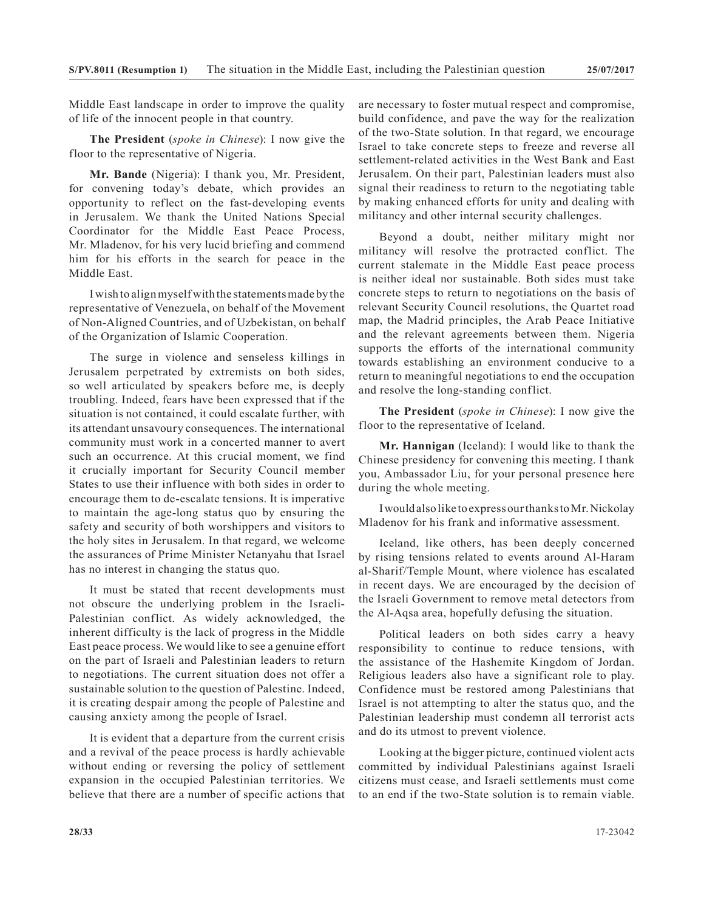Middle East landscape in order to improve the quality of life of the innocent people in that country.

**The President** (*spoke in Chinese*): I now give the floor to the representative of Nigeria.

**Mr. Bande** (Nigeria): I thank you, Mr. President, for convening today's debate, which provides an opportunity to reflect on the fast-developing events in Jerusalem. We thank the United Nations Special Coordinator for the Middle East Peace Process, Mr. Mladenov, for his very lucid briefing and commend him for his efforts in the search for peace in the Middle East.

I wish to align myself with the statements made by the representative of Venezuela, on behalf of the Movement of Non-Aligned Countries, and of Uzbekistan, on behalf of the Organization of Islamic Cooperation.

The surge in violence and senseless killings in Jerusalem perpetrated by extremists on both sides, so well articulated by speakers before me, is deeply troubling. Indeed, fears have been expressed that if the situation is not contained, it could escalate further, with its attendant unsavoury consequences. The international community must work in a concerted manner to avert such an occurrence. At this crucial moment, we find it crucially important for Security Council member States to use their influence with both sides in order to encourage them to de-escalate tensions. It is imperative to maintain the age-long status quo by ensuring the safety and security of both worshippers and visitors to the holy sites in Jerusalem. In that regard, we welcome the assurances of Prime Minister Netanyahu that Israel has no interest in changing the status quo.

It must be stated that recent developments must not obscure the underlying problem in the Israeli-Palestinian conflict. As widely acknowledged, the inherent difficulty is the lack of progress in the Middle East peace process. We would like to see a genuine effort on the part of Israeli and Palestinian leaders to return to negotiations. The current situation does not offer a sustainable solution to the question of Palestine. Indeed, it is creating despair among the people of Palestine and causing anxiety among the people of Israel.

It is evident that a departure from the current crisis and a revival of the peace process is hardly achievable without ending or reversing the policy of settlement expansion in the occupied Palestinian territories. We believe that there are a number of specific actions that are necessary to foster mutual respect and compromise, build confidence, and pave the way for the realization of the two-State solution. In that regard, we encourage Israel to take concrete steps to freeze and reverse all settlement-related activities in the West Bank and East Jerusalem. On their part, Palestinian leaders must also signal their readiness to return to the negotiating table by making enhanced efforts for unity and dealing with militancy and other internal security challenges.

Beyond a doubt, neither military might nor militancy will resolve the protracted conflict. The current stalemate in the Middle East peace process is neither ideal nor sustainable. Both sides must take concrete steps to return to negotiations on the basis of relevant Security Council resolutions, the Quartet road map, the Madrid principles, the Arab Peace Initiative and the relevant agreements between them. Nigeria supports the efforts of the international community towards establishing an environment conducive to a return to meaningful negotiations to end the occupation and resolve the long-standing conflict.

**The President** (*spoke in Chinese*): I now give the floor to the representative of Iceland.

**Mr. Hannigan** (Iceland): I would like to thank the Chinese presidency for convening this meeting. I thank you, Ambassador Liu, for your personal presence here during the whole meeting.

I would also like to express our thanks to Mr. Nickolay Mladenov for his frank and informative assessment.

Iceland, like others, has been deeply concerned by rising tensions related to events around Al-Haram al-Sharif/Temple Mount, where violence has escalated in recent days. We are encouraged by the decision of the Israeli Government to remove metal detectors from the Al-Aqsa area, hopefully defusing the situation.

Political leaders on both sides carry a heavy responsibility to continue to reduce tensions, with the assistance of the Hashemite Kingdom of Jordan. Religious leaders also have a significant role to play. Confidence must be restored among Palestinians that Israel is not attempting to alter the status quo, and the Palestinian leadership must condemn all terrorist acts and do its utmost to prevent violence.

Looking at the bigger picture, continued violent acts committed by individual Palestinians against Israeli citizens must cease, and Israeli settlements must come to an end if the two-State solution is to remain viable.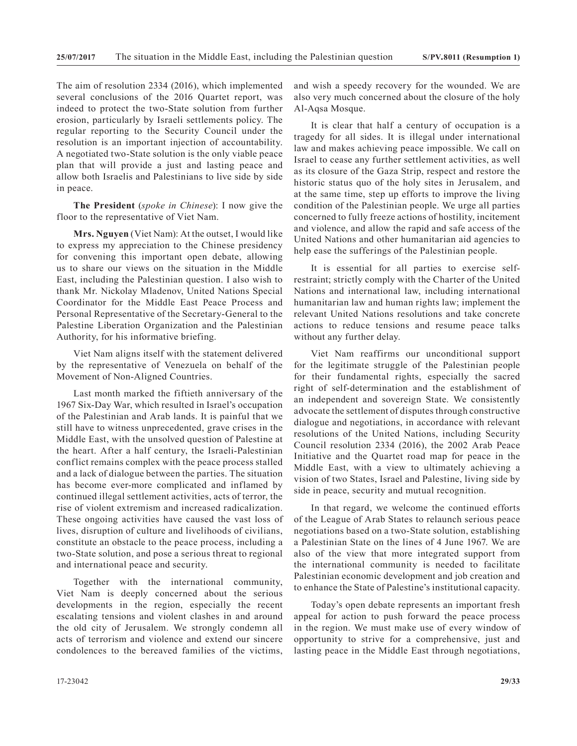The aim of resolution 2334 (2016), which implemented several conclusions of the 2016 Quartet report, was indeed to protect the two-State solution from further erosion, particularly by Israeli settlements policy. The regular reporting to the Security Council under the resolution is an important injection of accountability. A negotiated two-State solution is the only viable peace plan that will provide a just and lasting peace and allow both Israelis and Palestinians to live side by side in peace.

**The President** (*spoke in Chinese*): I now give the floor to the representative of Viet Nam.

**Mrs. Nguyen** (Viet Nam): At the outset, I would like to express my appreciation to the Chinese presidency for convening this important open debate, allowing us to share our views on the situation in the Middle East, including the Palestinian question. I also wish to thank Mr. Nickolay Mladenov, United Nations Special Coordinator for the Middle East Peace Process and Personal Representative of the Secretary-General to the Palestine Liberation Organization and the Palestinian Authority, for his informative briefing.

Viet Nam aligns itself with the statement delivered by the representative of Venezuela on behalf of the Movement of Non-Aligned Countries.

Last month marked the fiftieth anniversary of the 1967 Six-Day War, which resulted in Israel's occupation of the Palestinian and Arab lands. It is painful that we still have to witness unprecedented, grave crises in the Middle East, with the unsolved question of Palestine at the heart. After a half century, the Israeli-Palestinian conflict remains complex with the peace process stalled and a lack of dialogue between the parties. The situation has become ever-more complicated and inflamed by continued illegal settlement activities, acts of terror, the rise of violent extremism and increased radicalization. These ongoing activities have caused the vast loss of lives, disruption of culture and livelihoods of civilians, constitute an obstacle to the peace process, including a two-State solution, and pose a serious threat to regional and international peace and security.

Together with the international community, Viet Nam is deeply concerned about the serious developments in the region, especially the recent escalating tensions and violent clashes in and around the old city of Jerusalem. We strongly condemn all acts of terrorism and violence and extend our sincere condolences to the bereaved families of the victims, and wish a speedy recovery for the wounded. We are also very much concerned about the closure of the holy Al-Aqsa Mosque.

It is clear that half a century of occupation is a tragedy for all sides. It is illegal under international law and makes achieving peace impossible. We call on Israel to cease any further settlement activities, as well as its closure of the Gaza Strip, respect and restore the historic status quo of the holy sites in Jerusalem, and at the same time, step up efforts to improve the living condition of the Palestinian people. We urge all parties concerned to fully freeze actions of hostility, incitement and violence, and allow the rapid and safe access of the United Nations and other humanitarian aid agencies to help ease the sufferings of the Palestinian people.

It is essential for all parties to exercise self-restraint; strictly comply with the Charter of the United Nations and international law, including international humanitarian law and human rights law; implement the relevant United Nations resolutions and take concrete actions to reduce tensions and resume peace talks without any further delay.

Viet Nam reaffirms our unconditional support for the legitimate struggle of the Palestinian people for their fundamental rights, especially the sacred right of self-determination and the establishment of an independent and sovereign State. We consistently advocate the settlement of disputes through constructive dialogue and negotiations, in accordance with relevant resolutions of the United Nations, including Security Council resolution 2334 (2016), the 2002 Arab Peace Initiative and the Quartet road map for peace in the Middle East, with a view to ultimately achieving a vision of two States, Israel and Palestine, living side by side in peace, security and mutual recognition.

In that regard, we welcome the continued efforts of the League of Arab States to relaunch serious peace negotiations based on a two-State solution, establishing a Palestinian State on the lines of 4 June 1967. We are also of the view that more integrated support from the international community is needed to facilitate Palestinian economic development and job creation and to enhance the State of Palestine's institutional capacity.

Today's open debate represents an important fresh appeal for action to push forward the peace process in the region. We must make use of every window of opportunity to strive for a comprehensive, just and lasting peace in the Middle East through negotiations,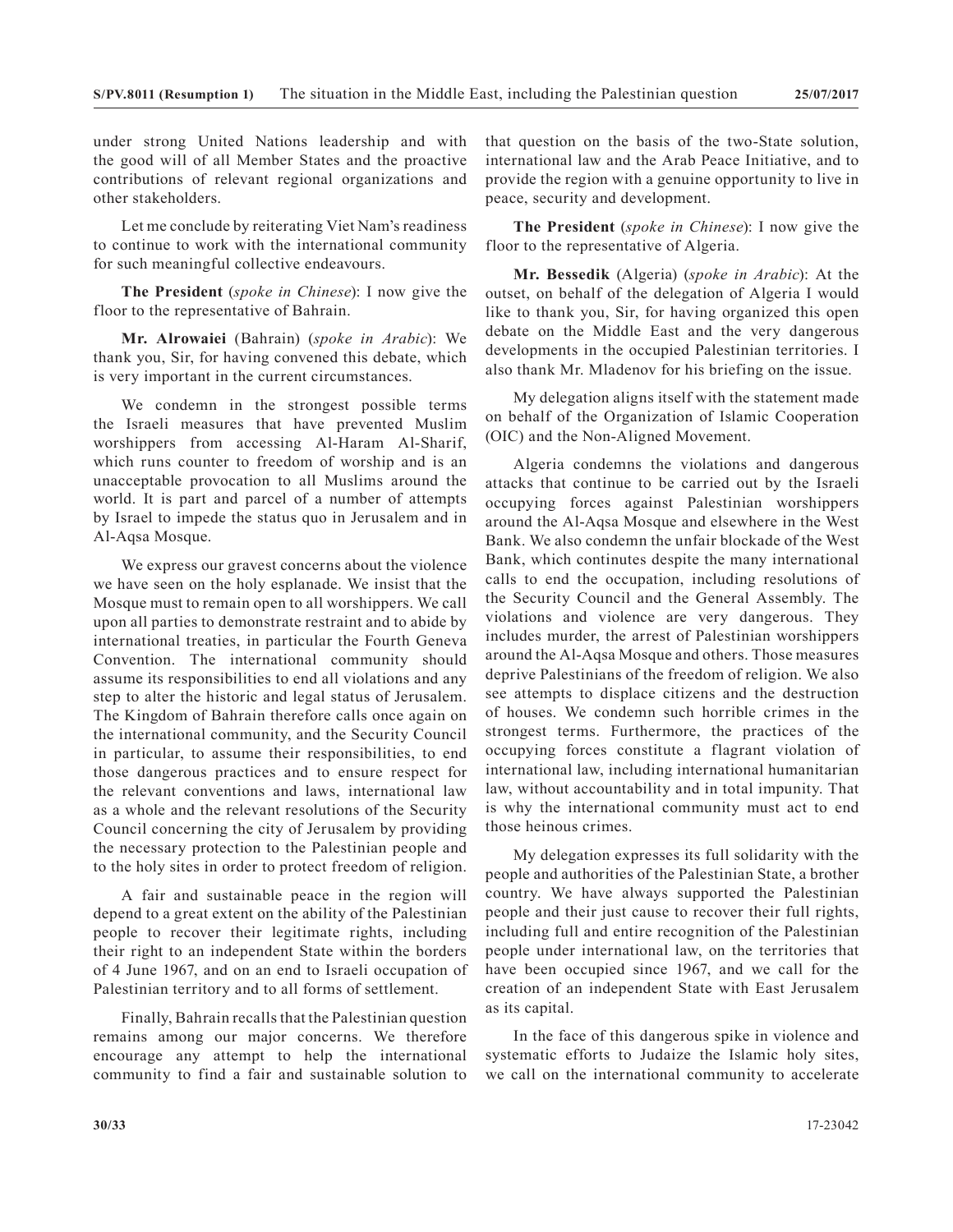under strong United Nations leadership and with the good will of all Member States and the proactive contributions of relevant regional organizations and other stakeholders.

Let me conclude by reiterating Viet Nam's readiness to continue to work with the international community for such meaningful collective endeavours.

**The President** (*spoke in Chinese*): I now give the floor to the representative of Bahrain.

**Mr. Alrowaiei** (Bahrain) (*spoke in Arabic*): We thank you, Sir, for having convened this debate, which is very important in the current circumstances.

We condemn in the strongest possible terms the Israeli measures that have prevented Muslim worshippers from accessing Al-Haram Al-Sharif, which runs counter to freedom of worship and is an unacceptable provocation to all Muslims around the world. It is part and parcel of a number of attempts by Israel to impede the status quo in Jerusalem and in Al-Aqsa Mosque.

We express our gravest concerns about the violence we have seen on the holy esplanade. We insist that the Mosque must to remain open to all worshippers. We call upon all parties to demonstrate restraint and to abide by international treaties, in particular the Fourth Geneva Convention. The international community should assume its responsibilities to end all violations and any step to alter the historic and legal status of Jerusalem. The Kingdom of Bahrain therefore calls once again on the international community, and the Security Council in particular, to assume their responsibilities, to end those dangerous practices and to ensure respect for the relevant conventions and laws, international law as a whole and the relevant resolutions of the Security Council concerning the city of Jerusalem by providing the necessary protection to the Palestinian people and to the holy sites in order to protect freedom of religion.

A fair and sustainable peace in the region will depend to a great extent on the ability of the Palestinian people to recover their legitimate rights, including their right to an independent State within the borders of 4 June 1967, and on an end to Israeli occupation of Palestinian territory and to all forms of settlement.

Finally, Bahrain recalls that the Palestinian question remains among our major concerns. We therefore encourage any attempt to help the international community to find a fair and sustainable solution to that question on the basis of the two-State solution, international law and the Arab Peace Initiative, and to provide the region with a genuine opportunity to live in peace, security and development.

**The President** (*spoke in Chinese*): I now give the floor to the representative of Algeria.

**Mr. Bessedik** (Algeria) (*spoke in Arabic*): At the outset, on behalf of the delegation of Algeria I would like to thank you, Sir, for having organized this open debate on the Middle East and the very dangerous developments in the occupied Palestinian territories. I also thank Mr. Mladenov for his briefing on the issue.

My delegation aligns itself with the statement made on behalf of the Organization of Islamic Cooperation (OIC) and the Non-Aligned Movement.

Algeria condemns the violations and dangerous attacks that continue to be carried out by the Israeli occupying forces against Palestinian worshippers around the Al-Aqsa Mosque and elsewhere in the West Bank. We also condemn the unfair blockade of the West Bank, which continutes despite the many international calls to end the occupation, including resolutions of the Security Council and the General Assembly. The violations and violence are very dangerous. They includes murder, the arrest of Palestinian worshippers around the Al-Aqsa Mosque and others. Those measures deprive Palestinians of the freedom of religion. We also see attempts to displace citizens and the destruction of houses. We condemn such horrible crimes in the strongest terms. Furthermore, the practices of the occupying forces constitute a flagrant violation of international law, including international humanitarian law, without accountability and in total impunity. That is why the international community must act to end those heinous crimes.

My delegation expresses its full solidarity with the people and authorities of the Palestinian State, a brother country. We have always supported the Palestinian people and their just cause to recover their full rights, including full and entire recognition of the Palestinian people under international law, on the territories that have been occupied since 1967, and we call for the creation of an independent State with East Jerusalem as its capital.

In the face of this dangerous spike in violence and systematic efforts to Judaize the Islamic holy sites, we call on the international community to accelerate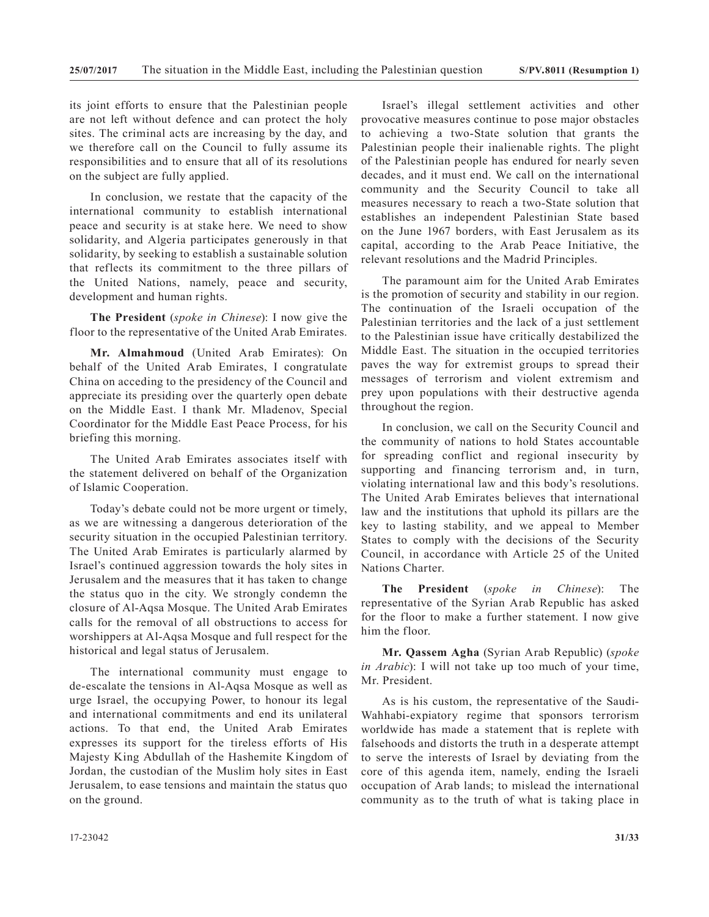its joint efforts to ensure that the Palestinian people are not left without defence and can protect the holy sites. The criminal acts are increasing by the day, and we therefore call on the Council to fully assume its responsibilities and to ensure that all of its resolutions on the subject are fully applied.

In conclusion, we restate that the capacity of the international community to establish international peace and security is at stake here. We need to show solidarity, and Algeria participates generously in that solidarity, by seeking to establish a sustainable solution that reflects its commitment to the three pillars of the United Nations, namely, peace and security, development and human rights.

**The President** (*spoke in Chinese*): I now give the floor to the representative of the United Arab Emirates.

**Mr. Almahmoud** (United Arab Emirates): On behalf of the United Arab Emirates, I congratulate China on acceding to the presidency of the Council and appreciate its presiding over the quarterly open debate on the Middle East. I thank Mr. Mladenov, Special Coordinator for the Middle East Peace Process, for his briefing this morning.

The United Arab Emirates associates itself with the statement delivered on behalf of the Organization of Islamic Cooperation.

Today's debate could not be more urgent or timely, as we are witnessing a dangerous deterioration of the security situation in the occupied Palestinian territory. The United Arab Emirates is particularly alarmed by Israel's continued aggression towards the holy sites in Jerusalem and the measures that it has taken to change the status quo in the city. We strongly condemn the closure of Al-Aqsa Mosque. The United Arab Emirates calls for the removal of all obstructions to access for worshippers at Al-Aqsa Mosque and full respect for the historical and legal status of Jerusalem.

The international community must engage to de-escalate the tensions in Al-Aqsa Mosque as well as urge Israel, the occupying Power, to honour its legal and international commitments and end its unilateral actions. To that end, the United Arab Emirates expresses its support for the tireless efforts of His Majesty King Abdullah of the Hashemite Kingdom of Jordan, the custodian of the Muslim holy sites in East Jerusalem, to ease tensions and maintain the status quo on the ground.

Israel's illegal settlement activities and other provocative measures continue to pose major obstacles to achieving a two-State solution that grants the Palestinian people their inalienable rights. The plight of the Palestinian people has endured for nearly seven decades, and it must end. We call on the international community and the Security Council to take all measures necessary to reach a two-State solution that establishes an independent Palestinian State based on the June 1967 borders, with East Jerusalem as its capital, according to the Arab Peace Initiative, the relevant resolutions and the Madrid Principles.

The paramount aim for the United Arab Emirates is the promotion of security and stability in our region. The continuation of the Israeli occupation of the Palestinian territories and the lack of a just settlement to the Palestinian issue have critically destabilized the Middle East. The situation in the occupied territories paves the way for extremist groups to spread their messages of terrorism and violent extremism and prey upon populations with their destructive agenda throughout the region.

In conclusion, we call on the Security Council and the community of nations to hold States accountable for spreading conflict and regional insecurity by supporting and financing terrorism and, in turn, violating international law and this body's resolutions. The United Arab Emirates believes that international law and the institutions that uphold its pillars are the key to lasting stability, and we appeal to Member States to comply with the decisions of the Security Council, in accordance with Article 25 of the United Nations Charter.

**The President** (*spoke in Chinese*): The representative of the Syrian Arab Republic has asked for the floor to make a further statement. I now give him the floor.

**Mr. Qassem Agha** (Syrian Arab Republic) (*spoke in Arabic*): I will not take up too much of your time, Mr. President.

As is his custom, the representative of the Saudi-Wahhabi-expiatory regime that sponsors terrorism worldwide has made a statement that is replete with falsehoods and distorts the truth in a desperate attempt to serve the interests of Israel by deviating from the core of this agenda item, namely, ending the Israeli occupation of Arab lands; to mislead the international community as to the truth of what is taking place in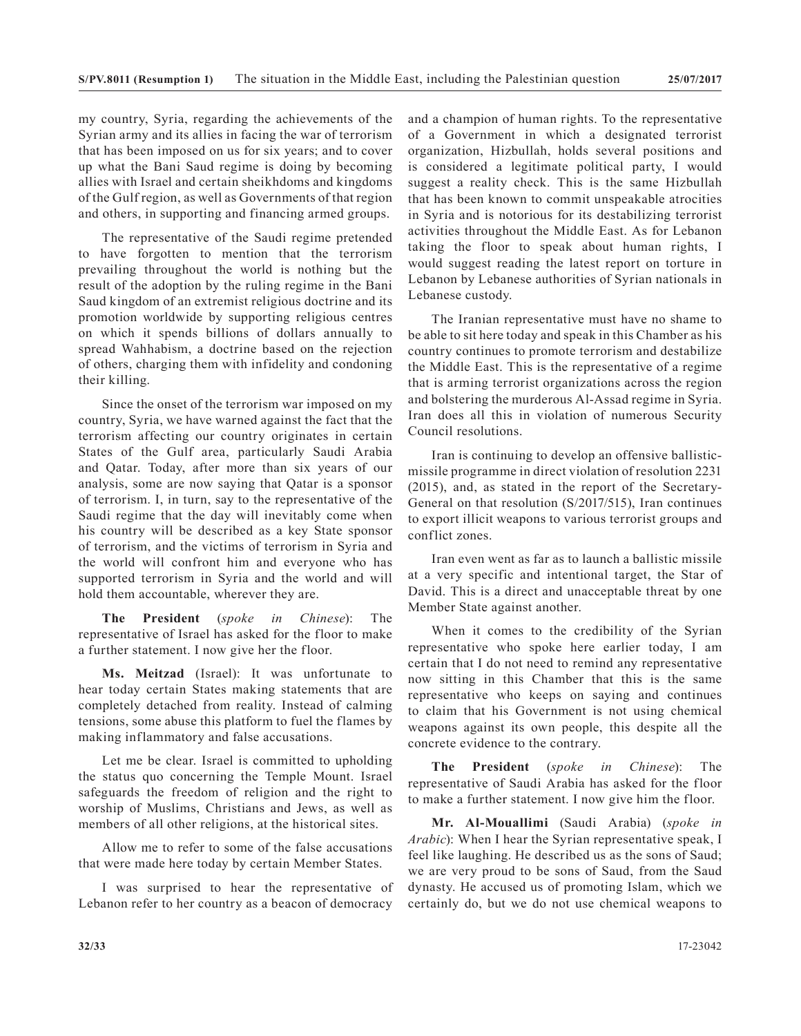my country, Syria, regarding the achievements of the Syrian army and its allies in facing the war of terrorism that has been imposed on us for six years; and to cover up what the Bani Saud regime is doing by becoming allies with Israel and certain sheikhdoms and kingdoms of the Gulf region, as well as Governments of that region and others, in supporting and financing armed groups.

The representative of the Saudi regime pretended to have forgotten to mention that the terrorism prevailing throughout the world is nothing but the result of the adoption by the ruling regime in the Bani Saud kingdom of an extremist religious doctrine and its promotion worldwide by supporting religious centres on which it spends billions of dollars annually to spread Wahhabism, a doctrine based on the rejection of others, charging them with infidelity and condoning their killing.

Since the onset of the terrorism war imposed on my country, Syria, we have warned against the fact that the terrorism affecting our country originates in certain States of the Gulf area, particularly Saudi Arabia and Qatar. Today, after more than six years of our analysis, some are now saying that Qatar is a sponsor of terrorism. I, in turn, say to the representative of the Saudi regime that the day will inevitably come when his country will be described as a key State sponsor of terrorism, and the victims of terrorism in Syria and the world will confront him and everyone who has supported terrorism in Syria and the world and will hold them accountable, wherever they are.

**The President** (*spoke in Chinese*): The representative of Israel has asked for the floor to make a further statement. I now give her the floor.

**Ms. Meitzad** (Israel): It was unfortunate to hear today certain States making statements that are completely detached from reality. Instead of calming tensions, some abuse this platform to fuel the flames by making inflammatory and false accusations.

Let me be clear. Israel is committed to upholding the status quo concerning the Temple Mount. Israel safeguards the freedom of religion and the right to worship of Muslims, Christians and Jews, as well as members of all other religions, at the historical sites.

Allow me to refer to some of the false accusations that were made here today by certain Member States.

I was surprised to hear the representative of Lebanon refer to her country as a beacon of democracy and a champion of human rights. To the representative of a Government in which a designated terrorist organization, Hizbullah, holds several positions and is considered a legitimate political party, I would suggest a reality check. This is the same Hizbullah that has been known to commit unspeakable atrocities in Syria and is notorious for its destabilizing terrorist activities throughout the Middle East. As for Lebanon taking the floor to speak about human rights, I would suggest reading the latest report on torture in Lebanon by Lebanese authorities of Syrian nationals in Lebanese custody.

The Iranian representative must have no shame to be able to sit here today and speak in this Chamber as his country continues to promote terrorism and destabilize the Middle East. This is the representative of a regime that is arming terrorist organizations across the region and bolstering the murderous Al-Assad regime in Syria. Iran does all this in violation of numerous Security Council resolutions.

Iran is continuing to develop an offensive ballistic-missile programme in direct violation of resolution 2231 (2015), and, as stated in the report of the Secretary-General on that resolution (S/2017/515), Iran continues to export illicit weapons to various terrorist groups and conflict zones.

Iran even went as far as to launch a ballistic missile at a very specific and intentional target, the Star of David. This is a direct and unacceptable threat by one Member State against another.

When it comes to the credibility of the Syrian representative who spoke here earlier today, I am certain that I do not need to remind any representative now sitting in this Chamber that this is the same representative who keeps on saying and continues to claim that his Government is not using chemical weapons against its own people, this despite all the concrete evidence to the contrary.

**The President** (*spoke in Chinese*): The representative of Saudi Arabia has asked for the floor to make a further statement. I now give him the floor.

**Mr. Al-Mouallimi** (Saudi Arabia) (*spoke in Arabic*): When I hear the Syrian representative speak, I feel like laughing. He described us as the sons of Saud; we are very proud to be sons of Saud, from the Saud dynasty. He accused us of promoting Islam, which we certainly do, but we do not use chemical weapons to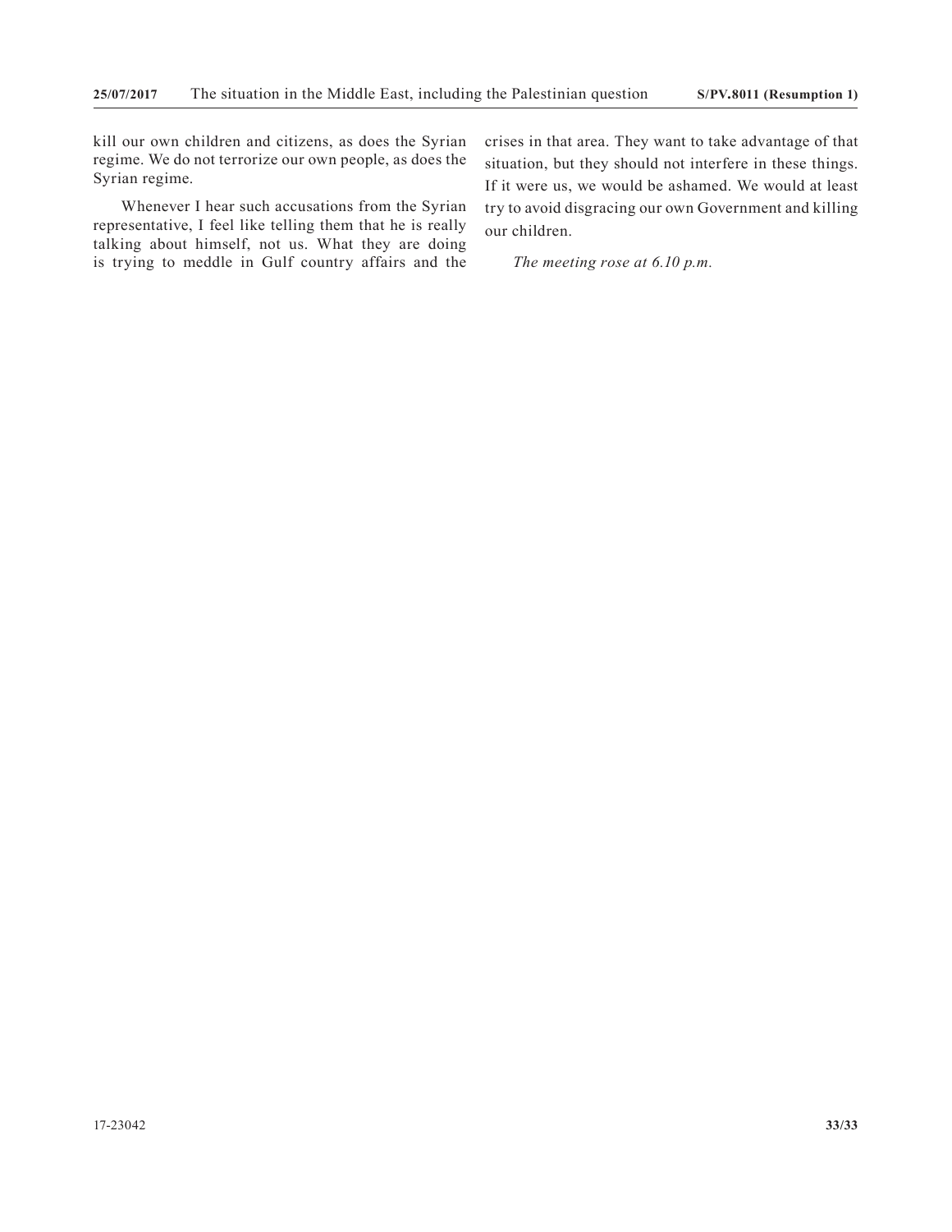kill our own children and citizens, as does the Syrian regime. We do not terrorize our own people, as does the Syrian regime.

Whenever I hear such accusations from the Syrian representative, I feel like telling them that he is really talking about himself, not us. What they are doing is trying to meddle in Gulf country affairs and the crises in that area. They want to take advantage of that situation, but they should not interfere in these things. If it were us, we would be ashamed. We would at least try to avoid disgracing our own Government and killing our children.

*The meeting rose at 6.10 p.m.*